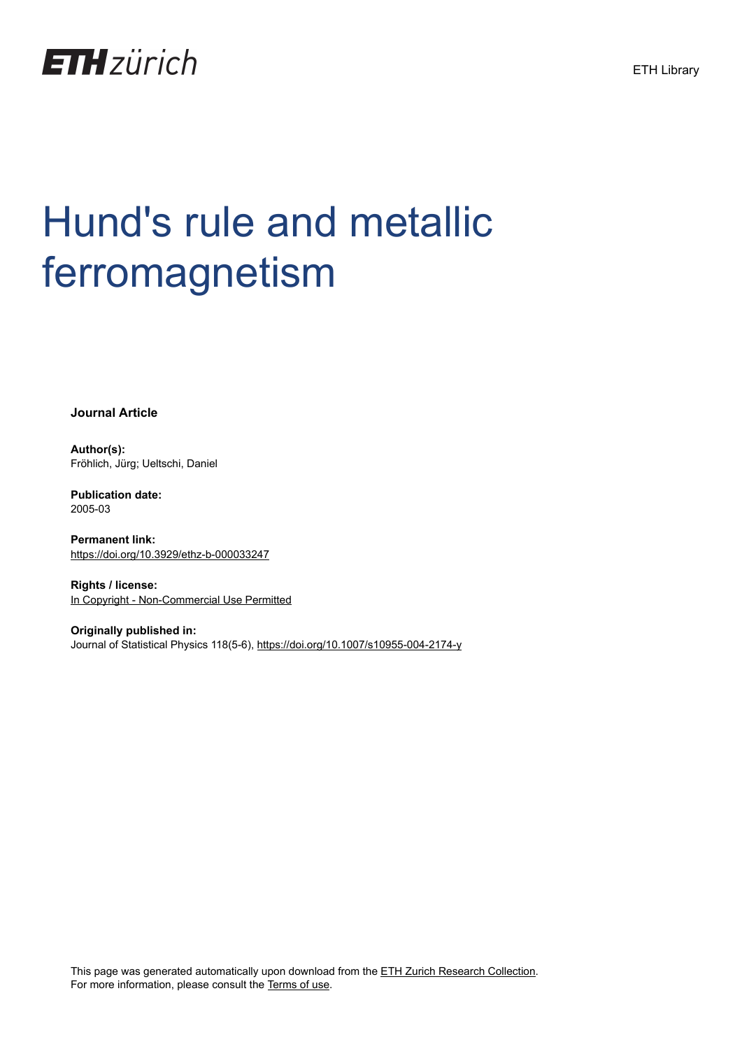# Hund's rule and metallic ferromagnetism

**Journal Article**

**Author(s):**
Fröhlich, Jürg; Ueltschi, Daniel

**Publication date:**
2005-03

**Permanent link:**
https://doi.org/10.3929/ethz-b-000033247

**Rights / license:**
In Copyright - Non-Commercial Use Permitted

**Originally published in:**
Journal of Statistical Physics 118(5-6), https://doi.org/10.1007/s10955-004-2174-y

This page was generated automatically upon download from the ETH Zurich Research Collection.
For more information, please consult the Terms of use.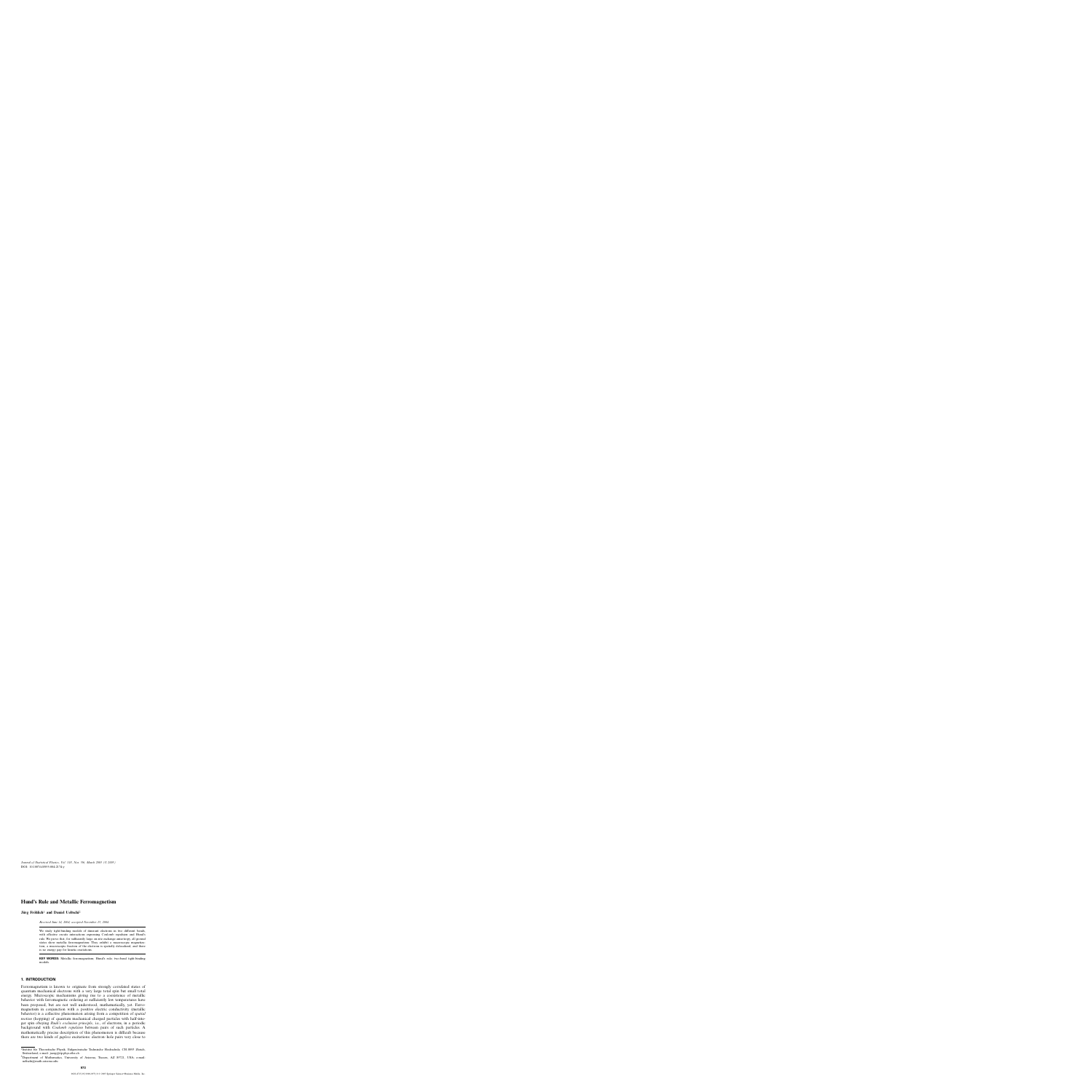# Hund's Rule and Metallic Ferromagnetism

**Jürg Fröhlich[1] and Daniel Ueltschi[2]**

*Received June 14, 2004; accepted November 15, 2004*

We study tight-binding models of itinerant electrons in two different bands, with effective on-site interactions expressing Coulomb repulsion and Hund's rule. We prove that, for sufficiently large on-site exchange anisotropy, all ground states show metallic ferromagnetism: They exhibit a macroscopic magnetization, a macroscopic fraction of the electrons is spatially delocalized, and there is no energy gap for kinetic excitations.

**KEY WORDS:** Metallic ferromagnetism; Hund's rule; two-band tight-binding models.

## 1. INTRODUCTION

Ferromagnetism is known to originate from strongly correlated states of quantum mechanical electrons with a very large total spin but small total energy. Microscopic mechanisms giving rise to a coexistence of metallic behavior with ferromagnetic ordering at sufficiently low temperatures have been proposed, but are not well understood, mathematically, yet. Ferromagnetism in conjunction with a positive electric conductivity (metallic behavior) is a collective phenomenon arising from a competition of *spatial motion* (hopping) of quantum mechanical charged particles with half-integer spin obeying *Pauli's exclusion principle*, i.e., of electrons, in a periodic background with *Coulomb repulsion* between pairs of such particles. A mathematically precise description of this phenomenon is difficult because there are two kinds of *gapless* excitations: electron–hole pairs very close to

[1] Institut für Theoretische Physik, Eidgenössische Technische Hochschule, CH-8093 Zürich, Switzerland; e-mail: juerg@itp.phys.ethz.ch

[2] Department of Mathematics, University of Arizona, Tucson, AZ 85721, USA; e-mail: ueltschi@math.arizona.edu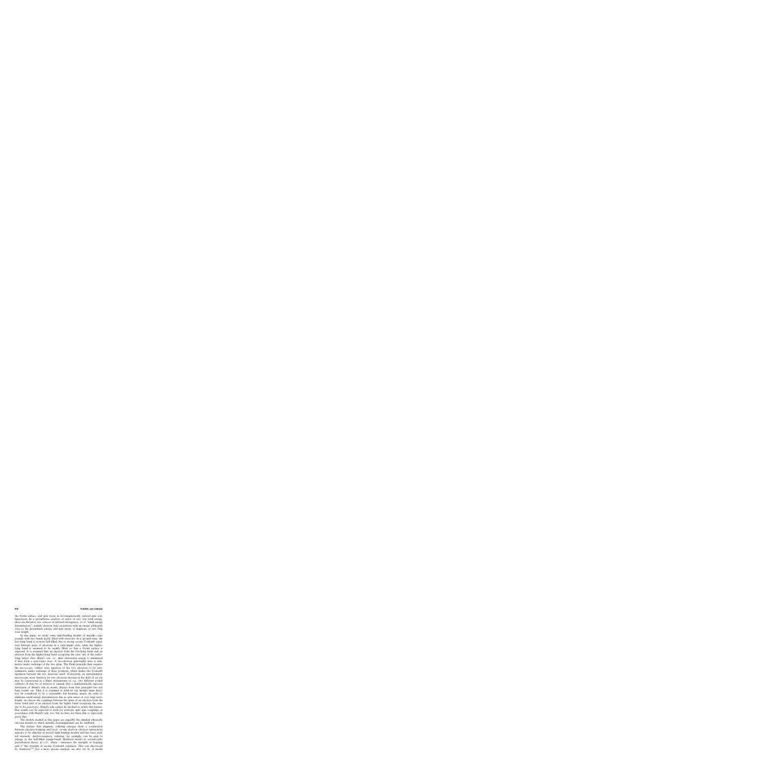the Fermi surface, and spin waves in ferromagnetically ordered spin configurations. In a perturbative analysis of states of very low total energy, there are therefore two sources of infrared divergences, or of "small energy denominators", namely electron–hole excitations with an energy arbitrarily close to the groundstate energy, and spin waves, or magnons, of very long wave length.

In this paper, we study some tight-binding models of metallic compounds with two bands partly filled with electrons. In a ground state, the low-lying band is at most half-filled, due to strong on-site Coulomb repulsion between pairs of electrons in a spin-singlet state, while the higher-lying band is assumed to be weakly filled, so that a Fermi surface is expected. It is assumed that an electron from the low-lying band and an electron from the higher-lying band occupying the *same* site of the underlying lattice obey *Hund's rule*, i.e., their interaction energy is minimized if they form a *spin-triplet state*. A two-electron spin-triplet state is symmetric under exchange of the two spins. The Pauli principle then requires the *microscopic orbital wave function* of the two electrons to be antisymmetric under exchange of their positions, which makes the Coulomb repulsion between the two electrons *small*. (Concretely, an antisymmetric microscopic wave function for two electrons moving in the field of an ion may be constructed as a Slater determinant of, e.g., two different *d*-shell orbitals.) It may be of interest to remark that a mathematically rigorous derivation of Hund's rule in atomic physics from first principles has not been found, yet. That it is assumed to hold in our models must therefore be considered to be a reasonable, but heuristic ansatz. In order to eliminate small energy denominators due to spin waves of very long wavelength, we choose the couplings between the spins of an electron from the lower band and of an electron from the higher band occupying the *same* site to be *anisotropic*. Hund's rule cannot be invoked to justify this feature. Our results can be expected to hold for isotropic spin–spin couplings, in accordance with Hund's rule, too; but we have not been able to rigorously prove this.

The models studied in this paper are arguably the simplest physically relevant models in which metallic ferromagnetism can be exhibited.

The feature that magnetic ordering emerges from a cooperation between electron hopping and local, on-site electron–electron interactions appears to be inherent in several tight-binding models and has been studied intensely. *Antiferromagnetic* ordering, for example, can be seen to emerge in the half-filled (single-band) Hubbard model in second-order perturbation theory in $t/U$, where $t$ measures the strength of hopping and $U$ the strength of on-site Coulomb repulsion. This was discovered by Anderson[5] (for a more precise analysis, see also ref. 6). A model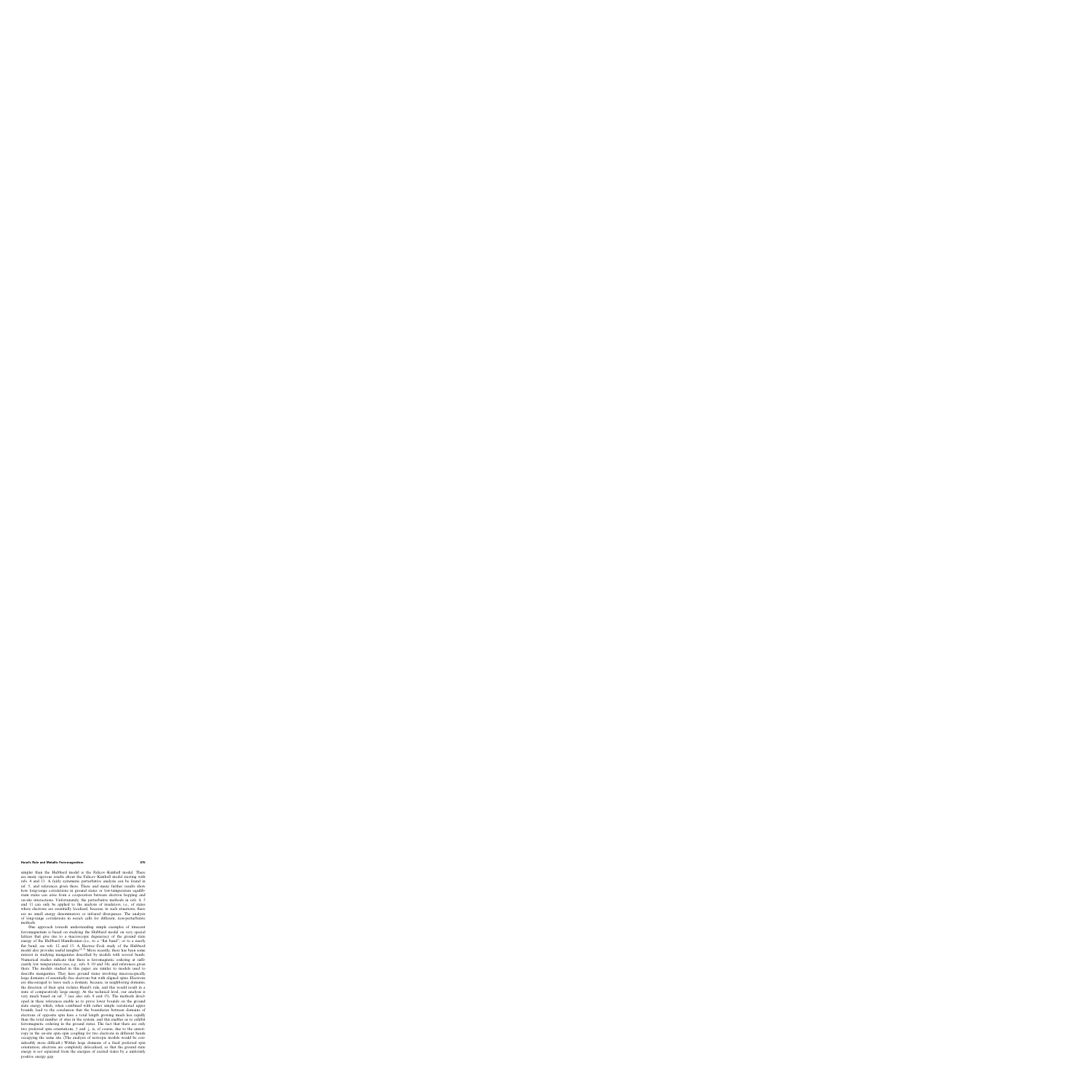simpler than the Hubbard model is the Falicov–Kimball model. There are many rigorous results about the Falicov–Kimball model starting with refs. 4 and 11. A fairly systematic perturbative analysis can be found in ref. 5, and references given there. These and many further results show how long-range correlations in ground states or low-temperature equilibrium states can arise from a cooperation between electron hopping and on-site interactions. Unfortunately, the perturbative methods in refs. 4, 5 and 11 can only be applied to the analysis of insulators, i.e., of states where electrons are essentially localized, because, in such situations, there are no small energy denominators or infrared divergences. The analysis of long-range correlations in *metals* calls for different, non-perturbative methods.

One approach towards understanding simple examples of itinerant ferromagnetism is based on studying the Hubbard model on very special lattices that give rise to a macroscopic degeneracy of the ground state energy of the Hubbard Hamiltonian (i.e., to a "flat band", or to a nearly flat band; see refs. 12 and 13. A Hartree–Fock study of the Hubbard model also provides useful insights.[2,9] More recently, there has been some interest in studying manganites described by models with several bands. Numerical studies indicate that there is ferromagnetic ordering at sufficiently low temperatures (see, e.g., refs. 9, 10 and 14), and references given there. The models studied in this paper are similar to models used to describe the manganites. They have ground states involving macroscopically large domains of essentially free electrons but with aligned spins. Electrons are discouraged to leave such a domain, because, in neighboring domains, the direction of their spin violates Hund's rule, and this would result in a state of comparatively large energy. At the technical level, our analysis is very much based on ref. 7 (see also refs. 8 and 15). The methods developed in these references enable us to prove lower bounds on the ground state energy which, when combined with rather simple variational upper bounds, lead to the conclusion that the boundaries between domains of electrons of opposite spin have a total length growing much less rapidly than the total number of sites in the system, and this enables us to exhibit ferromagnetic ordering in the ground states. The fact that there are only two preferred spin orientations, ↑ and ↓, is, of course, due to the anisotropy in the on-site spin–spin coupling for two electrons in different bands occupying the same site. (The analysis of isotropic models would be considerably more difficult.) Within large domains of a fixed preferred spin orientation, electrons are completely delocalized, so that the ground state energy is *not* separated from the energies of excited states by a uniformly positive energy gap.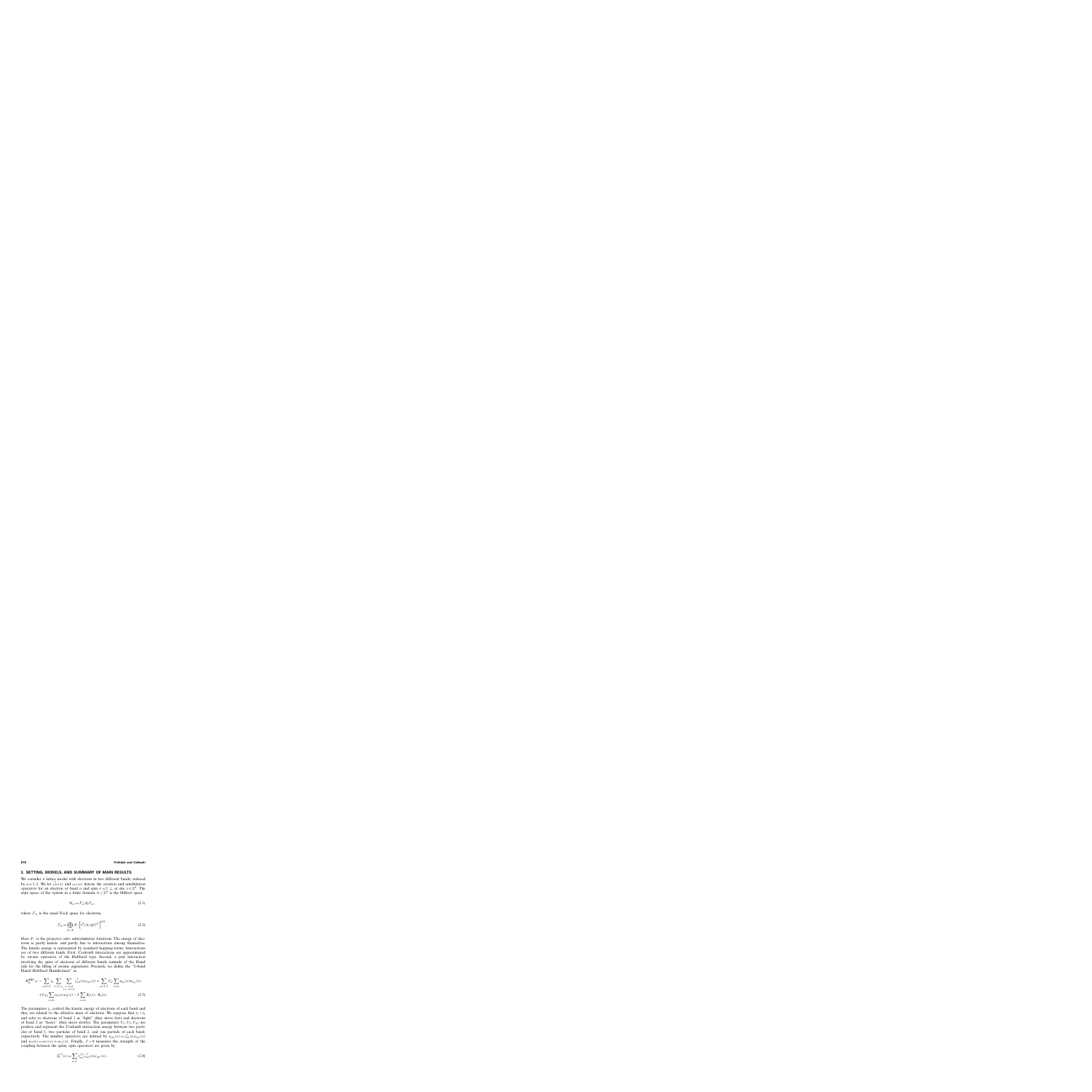## 2. SETTING, MODELS, AND SUMMARY OF MAIN RESULTS

We consider a lattice model with electrons in two different bands, indexed by $a = 1, 2$. We let $c^\dagger_{a\sigma}(x)$ and $c_{a\sigma}(x)$ denote the creation and annihilation operators for an electron of band $a$ and spin $\sigma = \uparrow, \downarrow$, at site $x \in \mathbb{Z}^d$. The state space of the system in a finite domain $\Lambda \subset \mathbb{Z}^d$ is the Hilbert space

$$\mathcal{H}_\Lambda = \mathcal{F}_\Lambda \otimes \mathcal{F}_\Lambda, \tag{2.1}$$

where $\mathcal{F}_\Lambda$ is the usual Fock space for electrons,

$$\mathcal{F}_\Lambda = \bigoplus_{N \geq 0} P_- \left[ \ell^2(\Lambda) \otimes \mathbb{C}^2 \right]^{\otimes N}. \tag{2.2}$$

Here $P_-$ is the projector onto antisymmetric functions. The energy of electrons is partly kinetic and partly due to interactions among themselves. The kinetic energy is represented by standard hopping terms. Interactions are of two different kinds. First, Coulomb interactions are approximated by on-site operators of the Hubbard type. Second, a pair interaction involving the spins of electrons of different bands reminds of the Hund rule for the filling of atomic eigenstates. Precisely, we define the "2-band Hund–Hubbard Hamiltonian" as

$$\begin{aligned} H^{\mathrm{HH}}_\Lambda = & -\sum_{a=1,2} t_a \sum_{\sigma=\uparrow,\downarrow} \sum_{\substack{x,y \in \Lambda \\ |x-y|=1}} c^\dagger_{a\sigma}(x) c_{a\sigma}(y) + \sum_{a=1,2} U_a \sum_{x \in \Lambda} n_{a\uparrow}(x) n_{a\downarrow}(x) \\ & + U_{12} \sum_{x \in \Lambda} n_1(x) n_2(x) - J \sum_{x \in \Lambda} \mathbf{S}_1(x) \cdot \mathbf{S}_2(x). \end{aligned} \tag{2.3}$$

The parameters $t_a$ control the kinetic energy of electrons of each band and they are related to the effective mass of electrons. We suppose that $t_1 > t_2$ and refer to electrons of band 1 as "light" (they move fast) and electrons of band 2 as "heavy" (they move slowly). The parameters $U_1, U_2, U_{12}$ are positive and represent the Coulomb interaction energy between two particles of band 1, two particles of band 2, and one particle of each band, respectively. The number operators are defined by $n_{a\sigma}(x) = c^\dagger_{a\sigma}(x) c_{a\sigma}(x)$ and $n_a(x) = n_{a\uparrow}(x) + n_{a\downarrow}(x)$. Finally, $J > 0$ measures the strength of the coupling between the spins; spin operators are given by

$$S^{(i)}_a(x) = \sum_{\sigma,\sigma'} \tau^{(i)}_{\sigma\sigma'} c^\dagger_{a\sigma}(x) c_{a\sigma'}(x). \tag{2.4}$$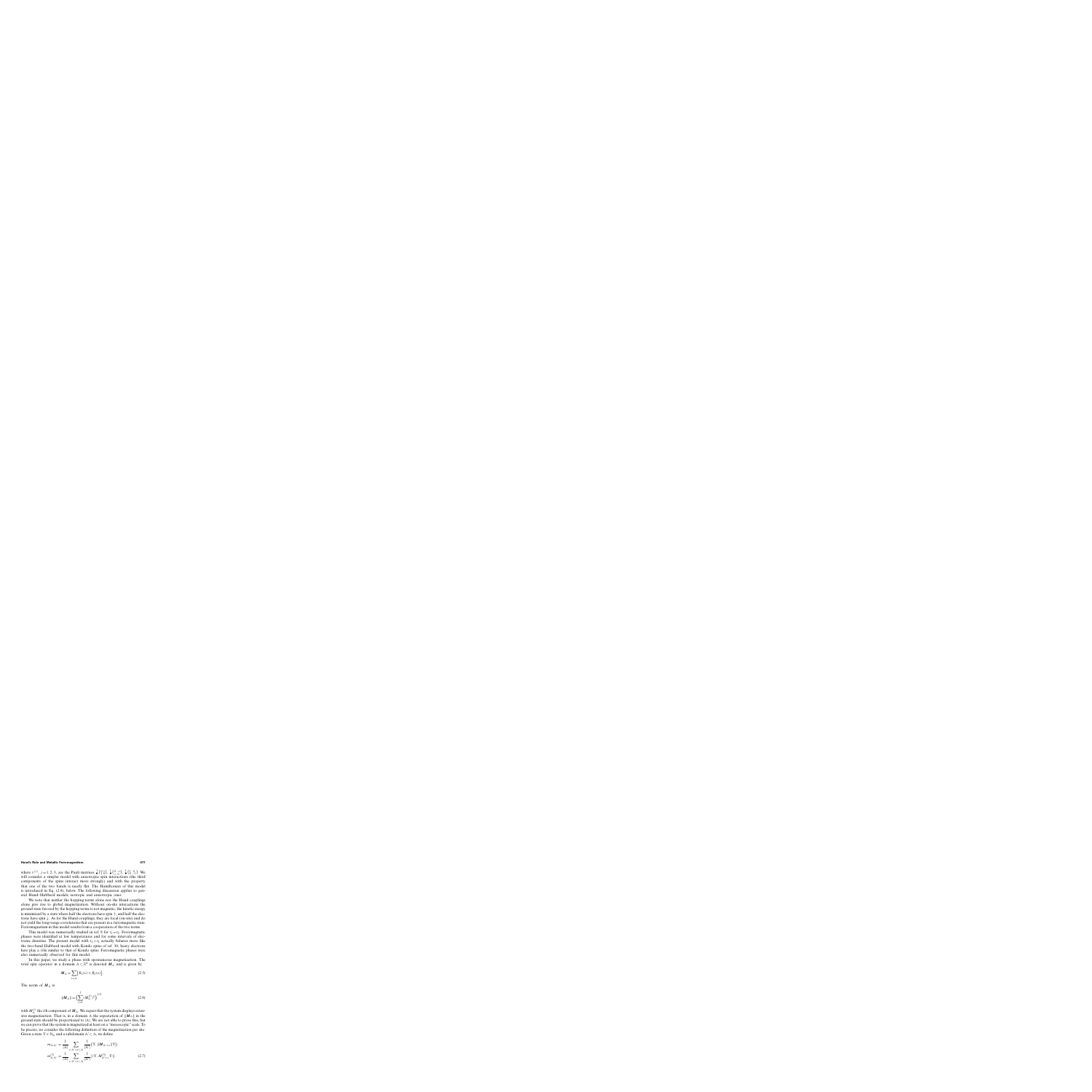where $\tau^{(j)}$, $j = 1, 2, 3$, are the Pauli matrices $\frac{1}{2}\begin{pmatrix} 0 & 1 \\ 1 & 0 \end{pmatrix}$, $\frac{1}{2}\begin{pmatrix} 0 & -i \\ i & 0 \end{pmatrix}$, $\frac{1}{2}\begin{pmatrix} 1 & 0 \\ 0 & -1 \end{pmatrix}$. We will consider a simpler model with anisotropic spin interactions (the third components of the spins interact more strongly) and with the property that one of the two bands is nearly flat. The Hamiltonian of this model is introduced in Eq. (2.8), below. The following discussion applies to general Hund–Hubbard models, isotropic and anisotropic ones.

We note that neither the hopping terms alone nor the Hund couplings alone give rise to global magnetization. Without on-site interactions the ground state favored by the hopping terms is not magnetic; the kinetic energy is minimized by a state where half the electrons have spin $\uparrow$, and half the electrons have spin $\downarrow$. As for the Hund couplings, they are local (on-site) and do not yield the long-range correlations that are present in a ferromagnetic state. Ferromagnetism in this model results from a cooperation of the two terms.

This model was numerically studied in ref. 9 for $t_1 = t_2$. Ferromagnetic phases were identified at low temperatures and for some intervals of electronic densities. The present model with $t_1 < t_2$ actually behaves more like the two-band Hubbard model with Kondo spins of ref. 10; heavy electrons here play a rôle similar to that of Kondo spins. Ferromagnetic phases were also numerically observed for this model.

In this paper, we study a phase with spontaneous magnetization. The total spin operator in a domain $\Lambda \subset \mathbb{Z}^d$ is denoted $\boldsymbol{M}_\Lambda$ and is given by

$$\boldsymbol{M}_\Lambda = \sum_{x \in \Lambda} [\boldsymbol{S}_1(x) + \boldsymbol{S}_2(x)]. \tag{2.5}$$

The norm of $\boldsymbol{M}_\Lambda$ is

$$|\boldsymbol{M}_\Lambda| = \Big( \sum_{i=1}^{3} (M_\Lambda^{(i)})^2 \Big)^{1/2}, \tag{2.6}$$

with $M_\Lambda^{(i)}$ the $i$th component of $\boldsymbol{M}_\Lambda$. We expect that the system displays extensive magnetization. That is, in a domain $\Lambda$ the expectation of $|\boldsymbol{M}_\Lambda|$ in the ground state should be proportional to $|\Lambda|$. We are not able to prove this, but we can prove that the system is magnetized at least on a "mesoscopic" scale. To be precise, we consider the following definition of the magnetization per site: Given a state $\Upsilon \in \mathcal{H}_\Lambda$ and a subdomain $\Lambda' \subset \Lambda$, we define

$$\begin{aligned} m_{\Upsilon, \Lambda'} &= \frac{1}{|\Lambda|} \sum_{x: \Lambda' + x \subset \Lambda} \frac{1}{|\Lambda'|} \langle \Upsilon, |\boldsymbol{M}_{\Lambda' + x}| \Upsilon \rangle, \\ m_{\Upsilon, \Lambda'}^{(3)} &= \frac{1}{|\Lambda|} \sum_{x: \Lambda' + x \subset \Lambda} \frac{1}{|\Lambda'|} |\langle \Upsilon, M_{\Lambda' + x}^{(3)} \Upsilon \rangle|. \end{aligned} \tag{2.7}$$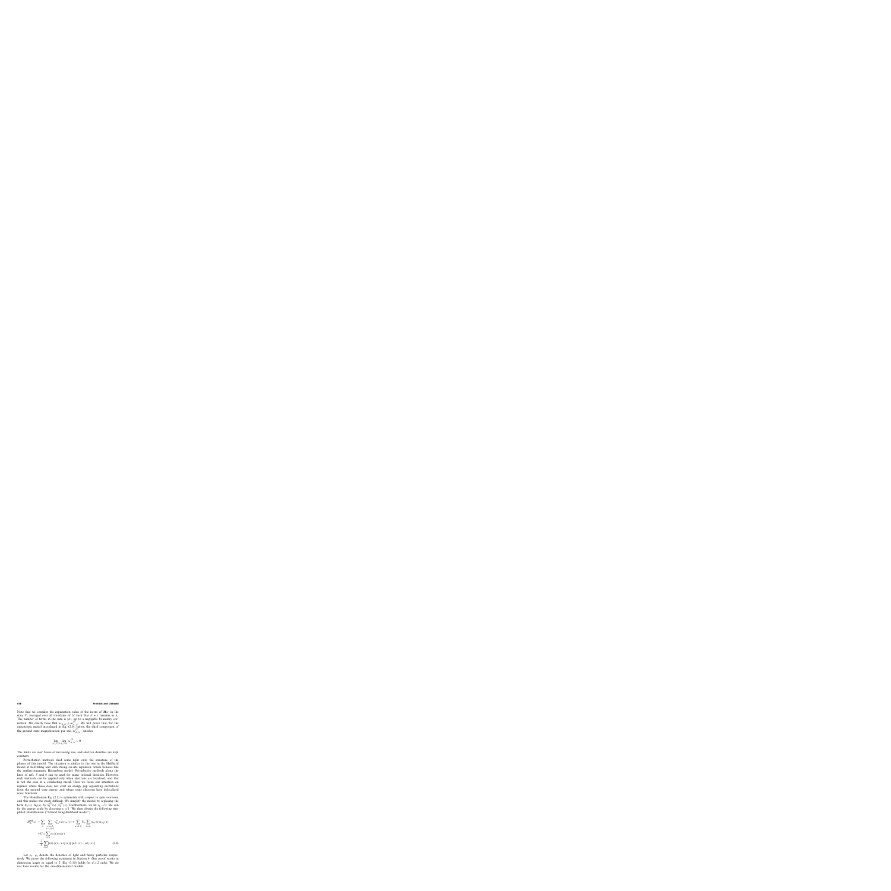Note that we consider the expectation value of the norm of $M_{\Lambda'}$ in the state $\Upsilon$, averaged over all translates of $\Lambda'$ such that $\Lambda' + x$ remains in $\Lambda$. The number of terms in the sum is $|\Lambda|$, up to a negligible boundary correction. We clearly have that $m_{\Lambda,\Lambda'} \geqslant m^{(3)}_{\Lambda,\Lambda'}$. We will prove that, for the anisotropic model introduced in Eq. (2.8), below, the third component of the ground state magnetization per site, $m^{(3)}_{\Lambda,\Lambda'}$, satisfies

$$\lim_{\Lambda' \nearrow \mathbb{Z}^d} \lim_{\Lambda \nearrow \mathbb{Z}^d} m^{(3)}_{\Lambda,\Lambda'} > 0.$$

The limits are over boxes of increasing size, and electron densities are kept constant.

Perturbation methods shed some light onto the structure of the phases of this model. The situation is similar to the one in the Hubbard model at half-filling and with strong on-site repulsion, which behaves like the antiferromagnetic Heisenberg model. Perturbative methods along the lines of refs. 5 and 6 can be used for many rational densities. However, such methods can be applied only when electrons are localized, and this is not the case in a conducting metal. Here we focus our attention on regimes where there does not exist an energy gap separating excitations from the ground state energy, and where some electrons have delocalized wave functions.

The Hamiltonian Eq. (2.3) is symmetric with respect to spin rotations, and this makes the study difficult. We simplify the model by replacing the term $\mathbf{S}_1(x) \cdot \mathbf{S}_2(x)$ by $S^{(3)}_1(x) \cdot S^{(3)}_2(x)$. Furthermore, we let $t_2 = 0$. We can fix the energy scale by choosing $t_1 = 1$. We then obtain the following simplified Hamiltonian ("2-band Ising-Hubbard model")

$$
\begin{aligned}
H^{\mathrm{IH}}_{\Lambda} = & -\sum_{\sigma} \sum_{\substack{x,y \in \Lambda \\ |x-y|=1}} c^{\dagger}_{1\sigma}(x) c_{1\sigma}(y) + \sum_{\alpha=1,2} U_{\alpha} \sum_{x \in \Lambda} n_{\alpha\uparrow}(x) n_{\alpha\downarrow}(x) \\
& + U_{12} \sum_{x \in \Lambda} n_1(x) n_2(x) \\
& - \frac{J}{4} \sum_{x \in \Lambda} [n_{1\uparrow}(x) - n_{1\downarrow}(x)] [n_{2\uparrow}(x) - n_{2\downarrow}(x)].
\end{aligned}
\tag{2.8}
$$

Let $\rho_1, \rho_2$ denote the densities of light and heavy particles, respectively. We prove the following statement in Section 4. Our proof works in dimension larger or equal to 2 (Eq. (3.19) holds for $d \geqslant 2$ only). We do not have results for the one-dimensional models.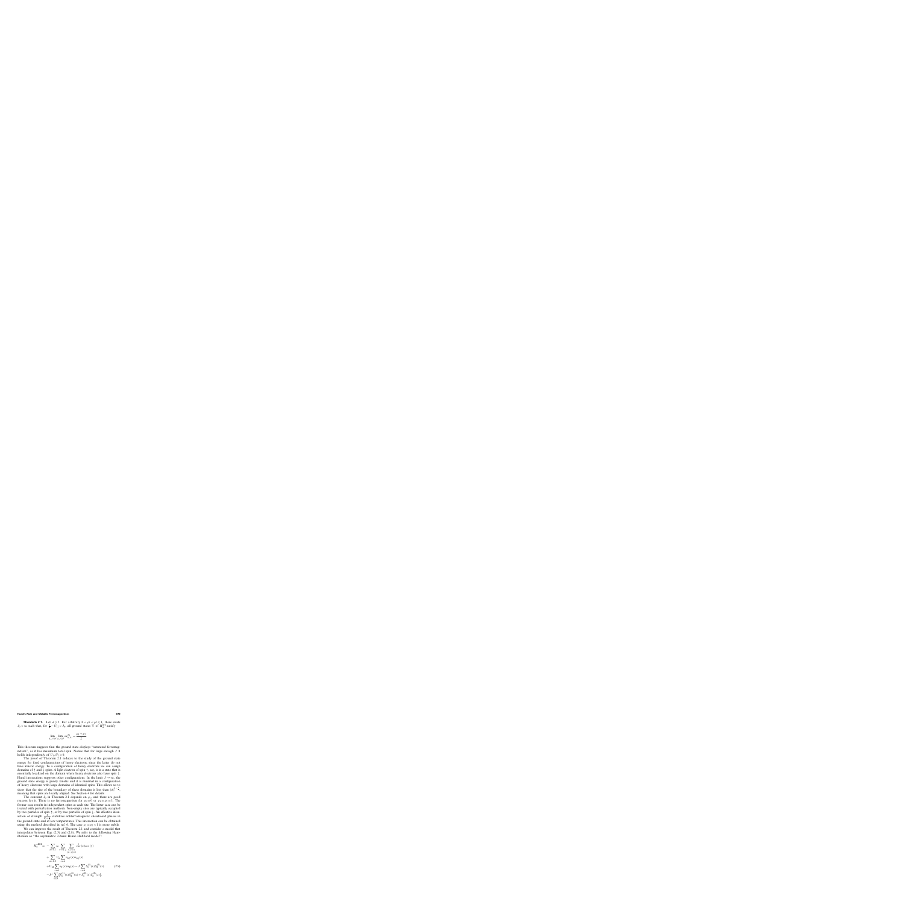**Theorem 2.1.** Let $d \geq 2$. For arbitrary $0 < \rho_1 < \rho_2 \leq 1$, there exists $J_0 < \infty$ such that, for $\frac{J}{4} - U_{12} > J_0$, all ground states $\Psi$ of $H_\Lambda^{\text{HH}}$ satisfy

$$\lim_{\rho_1 \nearrow \rho_1^\prime} \lim_{\Lambda \nearrow \mathbb{Z}^d} m_{\Lambda,\Psi}^{(2)} = \frac{\rho_1 + \rho_2}{2}.$$

This theorem suggests that the ground state displays "saturated ferromagnetism", as it has maximum total spin. Notice that for large enough $J$ it holds independently of $U_1, U_2 \geq 0$.

The proof of Theorem 2.1 reduces to the study of the ground state energy for fixed configurations of heavy electrons, since the latter do not have kinetic energy. To a configuration of heavy electrons we can assign domains of $\uparrow$ and $\downarrow$ spins. A light electron of spin $\uparrow$, say, is in a state that is essentially localized on the domain where heavy electrons also have spin $\uparrow$. Hund interactions suppress other configurations. In the limit $J \to \infty$, the ground state energy is purely kinetic and it is minimized in a configuration of heavy electrons with large domains of identical spins. This allows us to show that the size of the boundary of these domains is less than $|\Lambda|^{1-\frac{1}{d}}$, meaning that spins are locally aligned. See Section 4 for details.

The constant $J_0$ in Theorem 2.1 depends on $\rho_1$, and there are good reasons for it. There is no ferromagnetism for $\rho_1 = 0$ or $\rho_1 = \rho_2 = 1$. The former case results in independent spins at each site. The latter case can be treated with perturbation methods. Non-empty sites are typically occupied by two particles of spin $\uparrow$, or by two particles of spin $\downarrow$. An effective interaction of strength $\frac{t^2}{U_1 + J}$ stabilizes antiferromagnetic chessboard phases in the ground state and at low temperatures. This interaction can be obtained using the method described in ref. 6. The case $\rho_1 = \rho_2 < 1$ is more subtle.

We can improve the result of Theorem 2.1 and consider a model that interpolates between Eqs. (2.3) and (2.8). We refer to the following Hamiltonian as "the asymmetric 2-band Hund–Hubbard model":

$$\begin{aligned}
H_\Lambda^{\text{AHH}} = & -\sum_{\alpha=1,2} t_\alpha \sum_{\sigma=\uparrow,\downarrow} \sum_{\substack{x,y \in \Lambda \\ |x-y|=1}} c_{\alpha\sigma}^\dagger(x) c_{\alpha\sigma}(y) \\
& + \sum_{\alpha=1,2} U_\alpha \sum_{x \in \Lambda} n_{\alpha\uparrow}(x) n_{\alpha\downarrow}(x) \\
& + U_{12} \sum_{x \in \Lambda} n_1(x) n_2(x) - J \sum_{x \in \Lambda} S_3^{(1)}(x) S_3^{(2)}(x) \\
& - J' \sum_{x \in \Lambda} [S_1^{(1)}(x) S_1^{(2)}(x) + S_2^{(1)}(x) S_2^{(2)}(x)].
\end{aligned} \tag{2.9}$$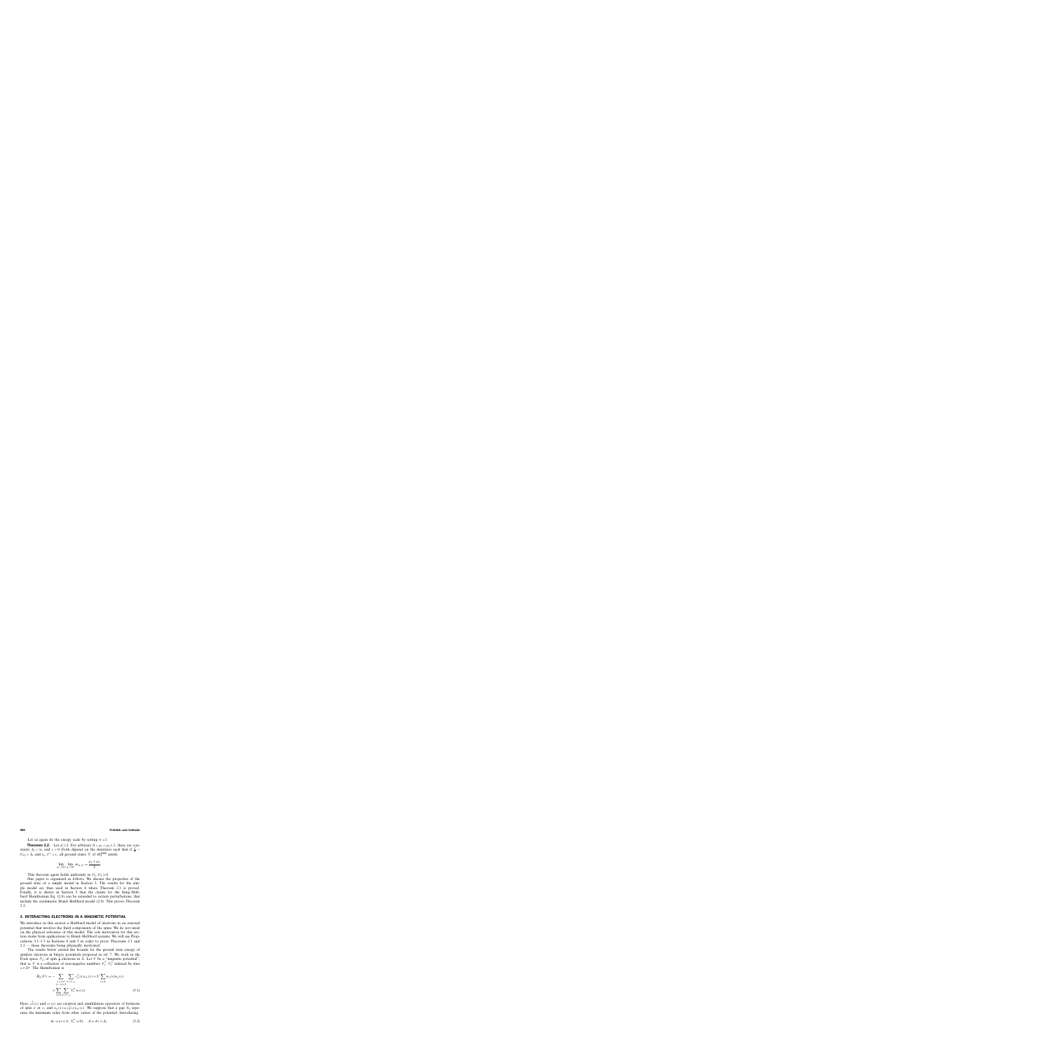Let us again fix the energy scale by setting $t = 1$.

**Theorem 2.2.** Let $d \geq 2$. For arbitrary $0 < \rho_1 < \rho_2 \leq 1$, there are constants $\lambda_0 < \infty$ and $\varepsilon > 0$ (both depend on the densities) such that if $\frac{J}{4} - U_{12} > \lambda_0$ and $t_2, J^{\perp} < \varepsilon$, all ground states $\Psi$ of $H_\Lambda^{\mathrm{HH}}$ satisfy

$$\lim_{\Lambda \nearrow \mathbb{Z}^d} \lim_{\beta_\Lambda \nearrow \mathbb{Z}^d} m_{\Lambda, A} = \frac{\rho_1 + \rho_2}{2}.$$

This theorem again holds uniformly in $U_1, U_2 \geq 0$.

Our paper is organized as follows. We discuss the properties of the ground state of a simple model in Section 3. The results for the simple model are then used in Section 4 where Theorem 2.1 is proved. Finally, it is shown in Section 5 that the claims for the Imag–Hubbard Hamiltonian Eq. (2.8) can be extended to certain perturbations, that include the asymmetric Hund–Hubbard model (2.9). This proves Theorem 2.2.

## 3. INTERACTING ELECTRONS IN A MAGNETIC POTENTIAL

We introduce in this section a Hubbard model of electrons in an external potential that involves the third components of the spins. We do not insist on the physical relevance of this model. The sole motivation for this section stems from applications to Hund–Hubbard systems. We still use Propositions 3.1–3.3 in Sections 4 and 5 in order to prove Theorems 2.1 and 2.2 — these theorems being physically motivated.

The results below extend the bounds for the ground state energy of spinless electrons in binary potentials proposed in ref. 7. We work in the Fock space $\mathcal{F}_\Lambda$ of spin $\frac{1}{2}$ electrons in $\Lambda$. Let $V$ be a "magnetic potential", that is, $V$ is a collection of non-negative numbers $V_x^{\uparrow}, V_x^{\downarrow}$ indexed by sites $x \in \mathbb{Z}^d$. The Hamiltonian is

$$\begin{aligned} H_\Lambda(V) = &- \sum_{\substack{x, y \in \Lambda \\ |x-y|=1}} \sum_{\sigma = \uparrow, \downarrow} c_\sigma^{\dagger}(x) c_\sigma(y) + U \sum_{x \in \Lambda} n_\uparrow(x) n_\downarrow(x) \\ &+ \sum_{x \in \Lambda} \sum_{\sigma = \uparrow, \downarrow} V_x^{\sigma} n_\sigma(x). \end{aligned} \tag{3.1}$$

Here, $c_\sigma^{\dagger}(x)$ and $c_\sigma(x)$ are creation and annihilation operators of fermions of spin $\sigma$ at $x$, and $n_\sigma(x) = c_\sigma^{\dagger}(x) c_\sigma(x)$. We suppose that a gap $V_0$ separates the minimum value from other values of the potential. Introducing

$$A_0 = \{x \in \Lambda : V_x^{\sigma} = 0\}, \quad A = A_\uparrow \cup A_\downarrow \tag{3.2}$$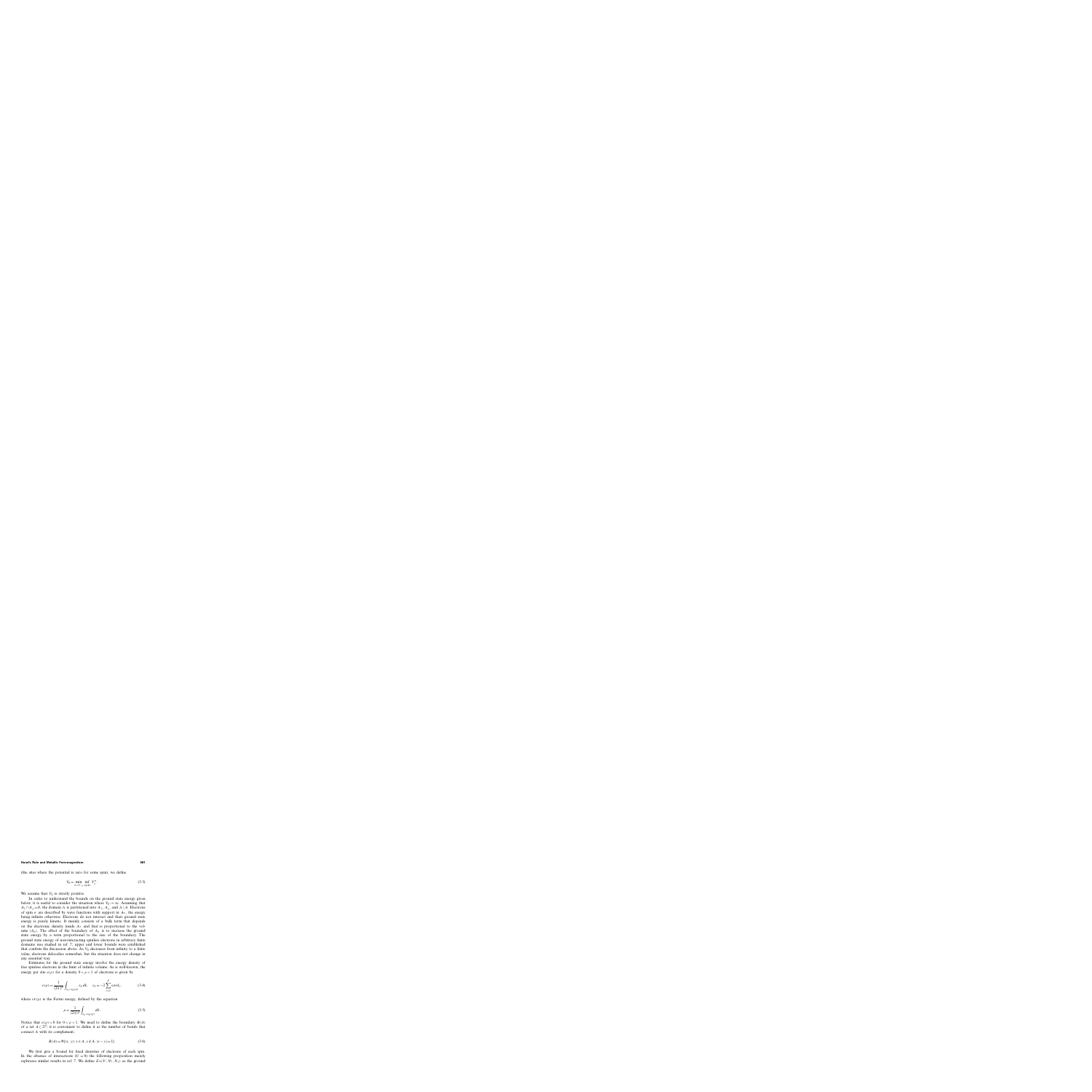(the sites where the potential is zero for some spin), we define

$$V_0 = \min_{\sigma=\uparrow,\downarrow} \inf_{x \notin \Lambda_\sigma} V_x^\sigma. \tag{3.3}$$

We assume that $V_0$ is strictly positive.

In order to understand the bounds on the ground state energy given below, it is useful to consider the situation where $V_0 \to \infty$. Assuming that $\Lambda_\uparrow \cap \Lambda_\downarrow = \emptyset$, the domain $\Lambda$ is partitioned into $\Lambda_\uparrow$, $\Lambda_\downarrow$, and $\Lambda \setminus \Lambda$. Electrons of spin $\sigma$ are described by wave functions with support in $\Lambda_\sigma$, the energy being infinite otherwise. Electrons do not interact and their ground state energy is purely kinetic. It mainly consists of a bulk term that depends on the electronic density inside $\Lambda_\sigma$ and that is proportional to the volume $|\Lambda_\sigma|$. The effect of the boundary of $\Lambda_\sigma$ is to increase the ground state energy by a term proportional to the size of the boundary. The ground state energy of non-interacting spinless electrons in arbitrary finite domains was studied in ref. 7; upper and lower bounds were established that confirm the discussion above. As $V_0$ decreases from infinity to a finite value, electrons delocalize somewhat, but the situation does not change in any essential way.

Estimates for the ground state energy involve the energy density of free spinless electrons in the limit of infinite volume. As is well-known, the energy per site $e(\rho)$ for a density $0 < \rho < 1$ of electrons is given by

$$e(\rho) = \frac{1}{(2\pi)^d} \int_{\varepsilon_k < \varepsilon_{\rm F}(\rho)} \varepsilon_k \, dk, \qquad \varepsilon_k = -2 \sum_{i=1}^{d} \cos k_i, \tag{3.4}$$

where $\varepsilon_{\rm F}(\rho)$ is the Fermi energy, defined by the equation

$$\rho = \frac{1}{(2\pi)^d} \int_{\varepsilon_k < \varepsilon_{\rm F}(\rho)} dk. \tag{3.5}$$

Notice that $e(\rho) < 0$ for $0 < \rho < 1$. We need to define the boundary $B(A)$ of a set $A \subset \mathbb{Z}^d$. It is convenient to define it as the number of bonds that connect $A$ with its complement,

$$B(A) = \#\{(x, y) : x \in A, y \notin A, |x - y| = 1\}. \tag{3.6}$$

We first give a bound for fixed densities of electrons of each spin. In the absence of interactions ($U = 0$) the following proposition merely rephrases similar results in ref. 7. We define $E_\Lambda(V, N_\uparrow, N_\downarrow)$ as the ground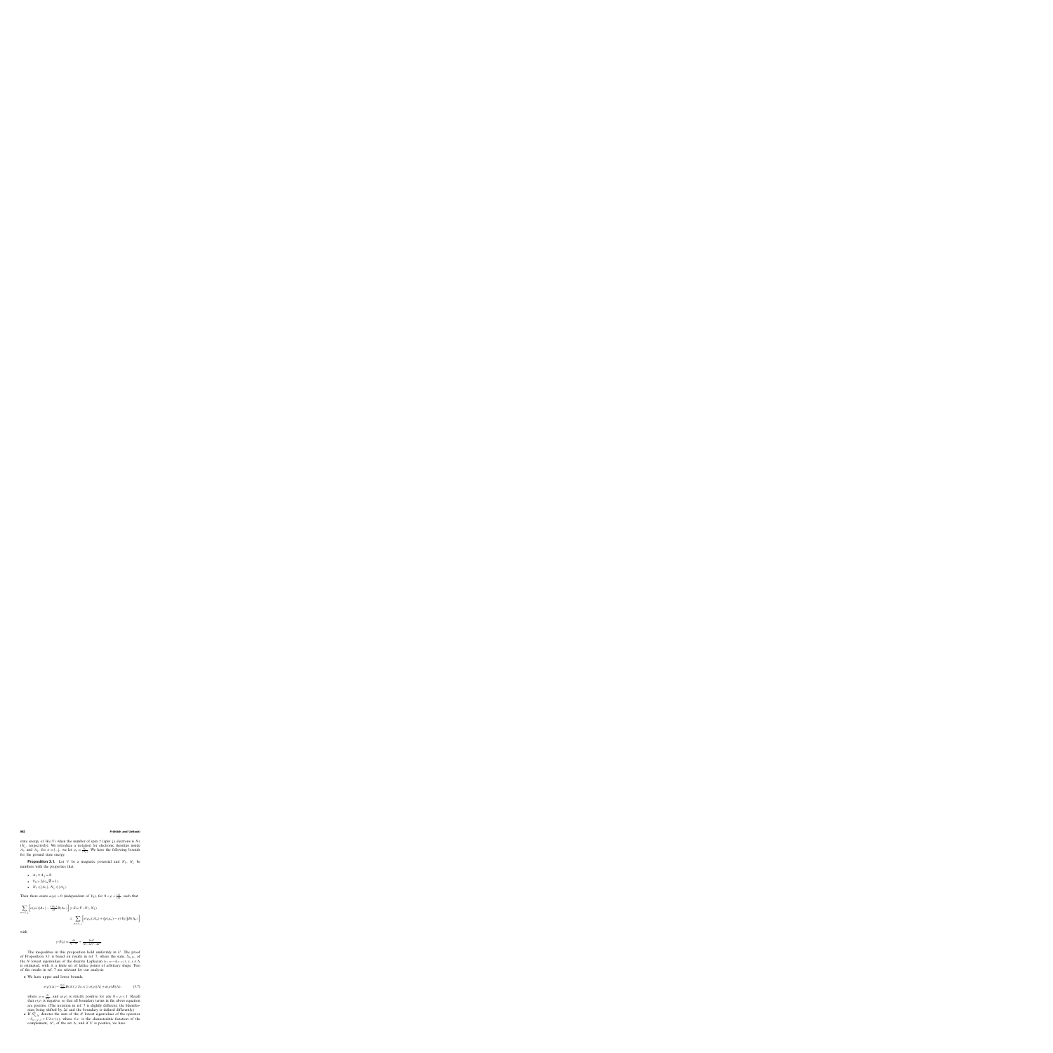state energy of $H_\Omega(V)$ when the number of spin $\uparrow$ (spin $\downarrow$) electrons is $N_\uparrow$ ($N_\downarrow$, respectively). We introduce a notation for electronic densities inside $\Lambda_\uparrow$ and $\Lambda_\downarrow$: for $\sigma=\uparrow,\downarrow$, we let $\rho_\sigma=\frac{N_\sigma}{|\Lambda_\sigma|}$. We have the following bounds for the ground state energy.

**Proposition 3.1.** Let $V$ be a magnetic potential and $N_\uparrow$, $N_\downarrow$ be numbers with the properties that:

- $\Lambda_\uparrow \cap \Lambda_\downarrow = \emptyset$.
- $V_0 > 2d(\sqrt{e}+1)$.
- $N_\uparrow \leqslant |\Lambda_\uparrow|$, $N_\downarrow \leqslant |\Lambda_\downarrow|$.

Then there exists $a(\rho)>0$ (independent of $V_0$), for $0<\rho<\frac{1}{2}$, such that

$$\sum_{\sigma=\uparrow,\downarrow}\left[e(\rho_\sigma)|\Lambda_\sigma| - \frac{\rho_\sigma e_\sigma}{2d}B(\Lambda_\sigma)\right] \geqslant E_\Omega(V;N_\uparrow,N_\downarrow)$$
$$\geqslant \sum_{\sigma=\uparrow,\downarrow}\left[e(\rho_\sigma)|\Lambda_\sigma| + \left(a(\rho_\sigma)-\gamma(V_0)\right)B(\Lambda_\sigma)\right]$$

with

$$\gamma(V_0) = \frac{4d}{V_0-4d} + \frac{16d^2}{(V_0-2d)^2-4d^2}.$$

The inequalities in this proposition hold uniformly in $U$. The proof of Proposition 3.1 is based on results in ref. 7, where the sum, $S_{\Lambda,N}$, of the $N$ lowest eigenvalues of the discrete Laplacian $t_{xy}=-\delta_{|x-y|,1}$, $x,y\in\Lambda$ is estimated, with $\Lambda$ a finite set of lattice points of arbitrary shape. Two of the results in ref. 7 are relevant for our analysis:

- We have upper and lower bounds,

$$e(\rho)|\Lambda| - \frac{\rho e_\rho}{2d}B(\Lambda) \geqslant S_{\Lambda,N} \geqslant e(\rho)|\Lambda| + a(\rho)B(\Lambda), \tag{3.7}$$

where $\rho=\frac{N}{|\Lambda|}$, and $a(\rho)$ is strictly positive for any $0<\rho<1$. Recall that $e(\rho)$ is negative, so that all boundary terms in the above equation are positive. (The notation in ref. 7 is slightly different, the Hamiltonian being shifted by $2d$ and the boundary is defined differently.)
- If $S^U_{\Lambda,N}$ denotes the sum of the $N$ lowest eigenvalues of the operator $-\delta_{|x-y|,1}+U\chi_{\Lambda^c}(x)$, where $\chi_{\Lambda^c}$ is the characteristic function of the complement, $\Lambda^c$, of the set $\Lambda$, and if $U$ is positive, we have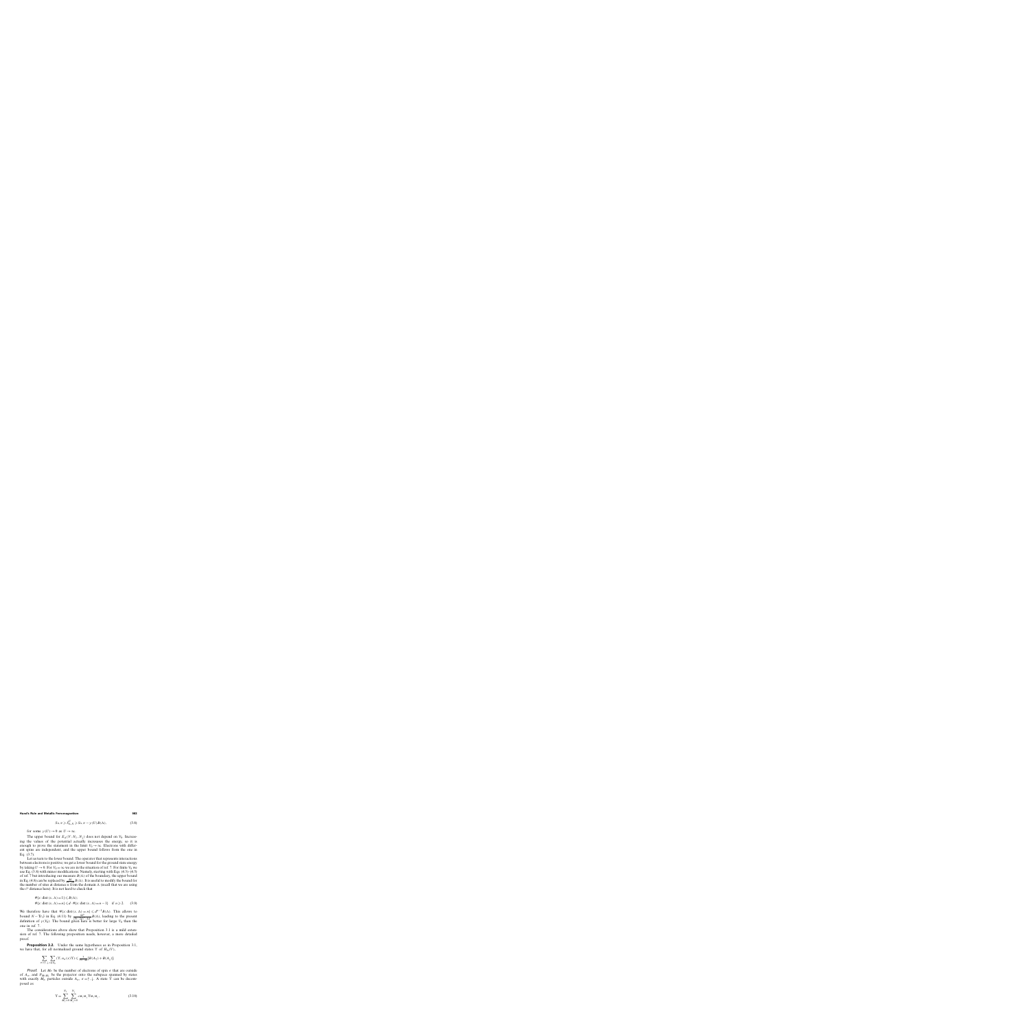$$S_\Lambda \geqslant \bar{S}^\Lambda_{\Lambda,N} \geqslant S_\Lambda - \gamma(U)\,B(\Lambda), \tag{3.8}$$

for some $\gamma(U) \to 0$ as $U \to \infty$.

The upper bound for $E_0(V; N_\uparrow, N_\downarrow)$ does not depend on $V_0$. Increasing the values of the potential actually increases the energy, so it is enough to prove the statement in the limit $V_0 \to \infty$. Electrons with different spins are independent, and the upper bound follows from the one in Eq. (3.7).

Let us turn to the lower bound. The operator that represents interactions between electrons is positive; we get a lower bound for the ground state energy by taking $U \to 0$. For $V_0 = \infty$ we are in the situation of ref. 7. For finite $V_0$ we use Eq. (3.9) with minor modifications. Namely, starting with Eqs. (4.3)–(4.5) of ref. 7 but introducing our measure $B(\Lambda)$ of the boundary, the upper bound in Eq. (4.8) can be replaced by $\frac{4t}{V_0 - 4dt} B(\Lambda)$. It is useful to modify the bound for the number of sites at distance $n$ from the domain $\Lambda$ (recall that we are using the $\ell^1$ distance here). It is not hard to check that

$$\begin{aligned}
&\#\{x: \operatorname{dist}(x, \Lambda) = 1\} \leqslant B(\Lambda);\\
&\#\{x: \operatorname{dist}(x, \Lambda) = n\} \leqslant d \cdot \#\{x: \operatorname{dist}(x, \Lambda) = n-1\} \quad \text{if } n \geqslant 2.
\end{aligned} \tag{3.9}$$

We therefore have that $\#\{x: \operatorname{dist}(x, \Lambda) = n\} \leqslant d^{n-1} B(\Lambda)$. This allows to bound $N - \operatorname{Tr}\bar{\rho}$ in Eq. (4.11) by $\frac{4dt}{V_0 - 2dt - 2d^2 t} B(\Lambda)$, leading to the present definition of $\gamma(V_0)$. The bound given here is better for large $V_0$ than the one in ref. 7.

The considerations above show that Proposition 3.1 is a mild extension of ref. 7. The following proposition needs, however, a more detailed proof.

**Proposition 3.2.** Under the same hypotheses as in Proposition 3.1, we have that, for all normalized ground states $\Upsilon$ of $H_\Lambda(V)$,

$$\sum_{\sigma=\uparrow,\downarrow} \sum_{x \notin \Lambda_\sigma} \langle \Upsilon, n_\sigma(x)\Upsilon \rangle \leqslant \frac{\varepsilon}{1-2\alpha}[B(\Lambda_\uparrow) + B(\Lambda_\downarrow)]$$

*Proof.* Let $M_\sigma$ be the number of electrons of spin $\sigma$ that are outside of $\Lambda_\sigma$, and $P_{M_\uparrow M_\downarrow}$ be the projector onto the subspace spanned by states with exactly $M_\sigma$ particles outside $\Lambda_\sigma$, $\sigma = \uparrow, \downarrow$. A state $\Upsilon$ can be decomposed as

$$\Upsilon = \sum_{M_\uparrow=0}^{N_\uparrow} \sum_{M_\downarrow=0}^{N_\downarrow} c_{M_\uparrow M_\downarrow} \Upsilon_{M_\uparrow M_\downarrow}, \tag{3.10}$$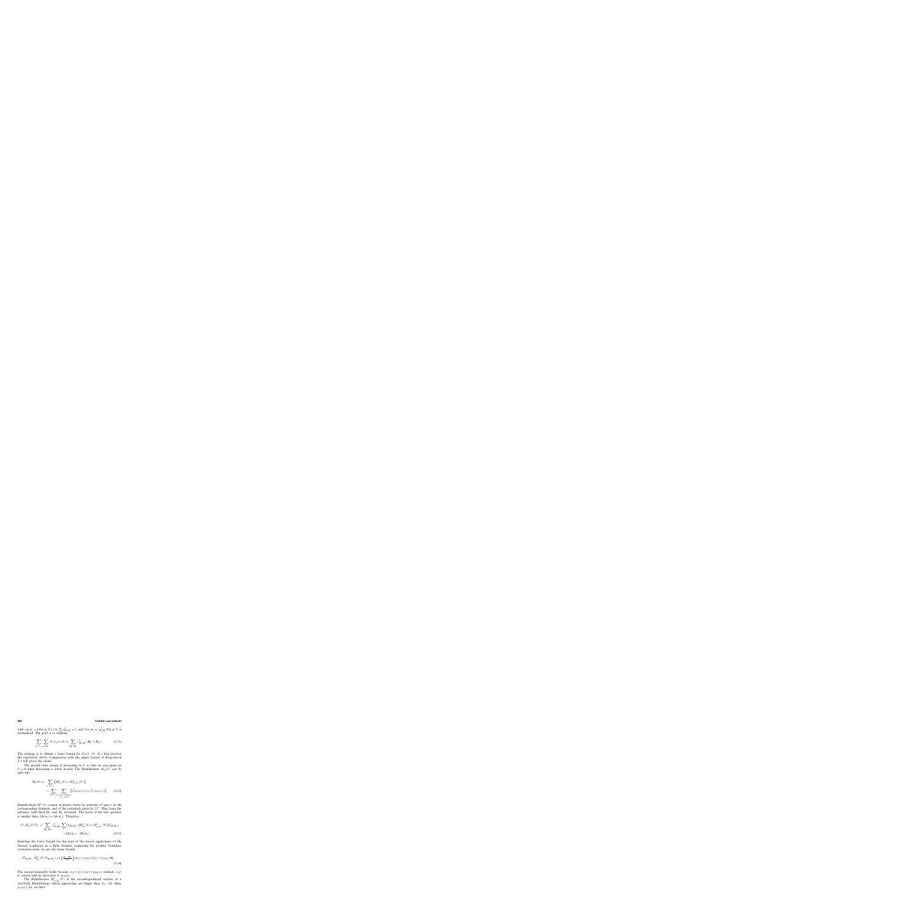with $c_{M_1M_\downarrow} = \|P_{M_1M_\downarrow}\Upsilon\| \geq 0$, $\sum c^2_{M_1M_\downarrow} = 1$, and $\Upsilon_{M_1M_\downarrow} = c^{-1}_{M_1M_\downarrow} P_{M_1M_\downarrow}\Upsilon$ is normalized. The goal is to estimate

$$\sum_{\sigma=\uparrow,\downarrow} \sum_{x \notin \Lambda_\sigma} \langle \Upsilon, n_{x\sigma}(x)\Upsilon\rangle = \sum_{M_1,M_\downarrow} c^2_{M_1M_\downarrow}(M_\uparrow + M_\downarrow). \tag{3.11}$$

The strategy is to obtain a lower bound for $E_\Lambda(V, N_\uparrow, N_\downarrow)$ that involves the expression above. Comparison with the upper bound of Proposition 3.1 will prove the claim.

The ground state energy is increasing in $U$ so that we can again set $U = 0$ when discussing a lower bound. The Hamiltonian $H_\Lambda(V)$ can be split into

$$\begin{aligned} H_\Lambda(V) = & \sum_{\sigma=\uparrow,\downarrow} \left( H^\sigma_{\Lambda_\sigma}(V) + H^\sigma_{\Lambda\setminus\Lambda_\sigma}(V) \right) \\ & - \sum_{\sigma=\uparrow,\downarrow} \sum_{\substack{x \in \Lambda_\sigma, y \notin \Lambda_\sigma \\ |x-y|=1}} \left[ c^\dagger_\sigma(x) c_\sigma(y) + c^\dagger_\sigma(y) c_\sigma(x) \right]. \end{aligned} \tag{3.12}$$

Hamiltonians $H^\sigma(V)$ consist in kinetic terms for particles of spin $\sigma$ in the corresponding domains, and of the potentials given by $V^\sigma$. They leave the subspace with fixed $M_\uparrow$ and $M_\downarrow$ invariant. The norm of the last operator is smaller than $2B(\Lambda_\uparrow) + 2B(\Lambda_\downarrow)$. Therefore

$$\begin{aligned} \langle \Upsilon, H_\Lambda(V)\Upsilon\rangle \geq & \sum_{M_\uparrow,M_\downarrow} c^2_{M_\uparrow M_\downarrow} \sum_\sigma \langle \Upsilon_{M_\uparrow M_\downarrow}, [H^\sigma_{\Lambda_\sigma}(V) + H^\sigma_{\Lambda\setminus\Lambda_\sigma}(V)]\Upsilon_{M_\uparrow M_\downarrow}\rangle \\ & - 2B(\Lambda_\uparrow) - 2B(\Lambda_\downarrow). \end{aligned} \tag{3.13}$$

Inserting the lower bound for the sum of the lowest eigenvalues of the discrete Laplacian in a finite domain, neglecting the positive boundary correction term, we get the lower bound

$$\langle \Upsilon_{M_\uparrow M_\downarrow}, H^\sigma_{\Lambda_\sigma}(V)\Upsilon_{M_\uparrow M_\downarrow}\rangle \geq e\left(\frac{N_\sigma - M_\sigma}{|\Lambda_\sigma|}\right)|\Lambda_\sigma| \geq e(\rho_\sigma)|\Lambda_\sigma| - \varepsilon_F(\rho_\sigma)M_\sigma. \tag{3.14}$$

The second inequality holds because $e(\rho + \eta) \geq e(\rho) + \eta\varepsilon_F(\rho)$ (indeed, $e(\rho)$ is convex and its derivative is $\varepsilon_F(\rho)$).

The Hamiltonian $H^\sigma_{\Lambda\setminus\Lambda_\sigma}(V)$ is the second-quantized version of a one-body Hamiltonian, whose eigenvalues are bigger than $V_0 - 2d$. Since $\varepsilon_F(\rho) \leq 2d$, we have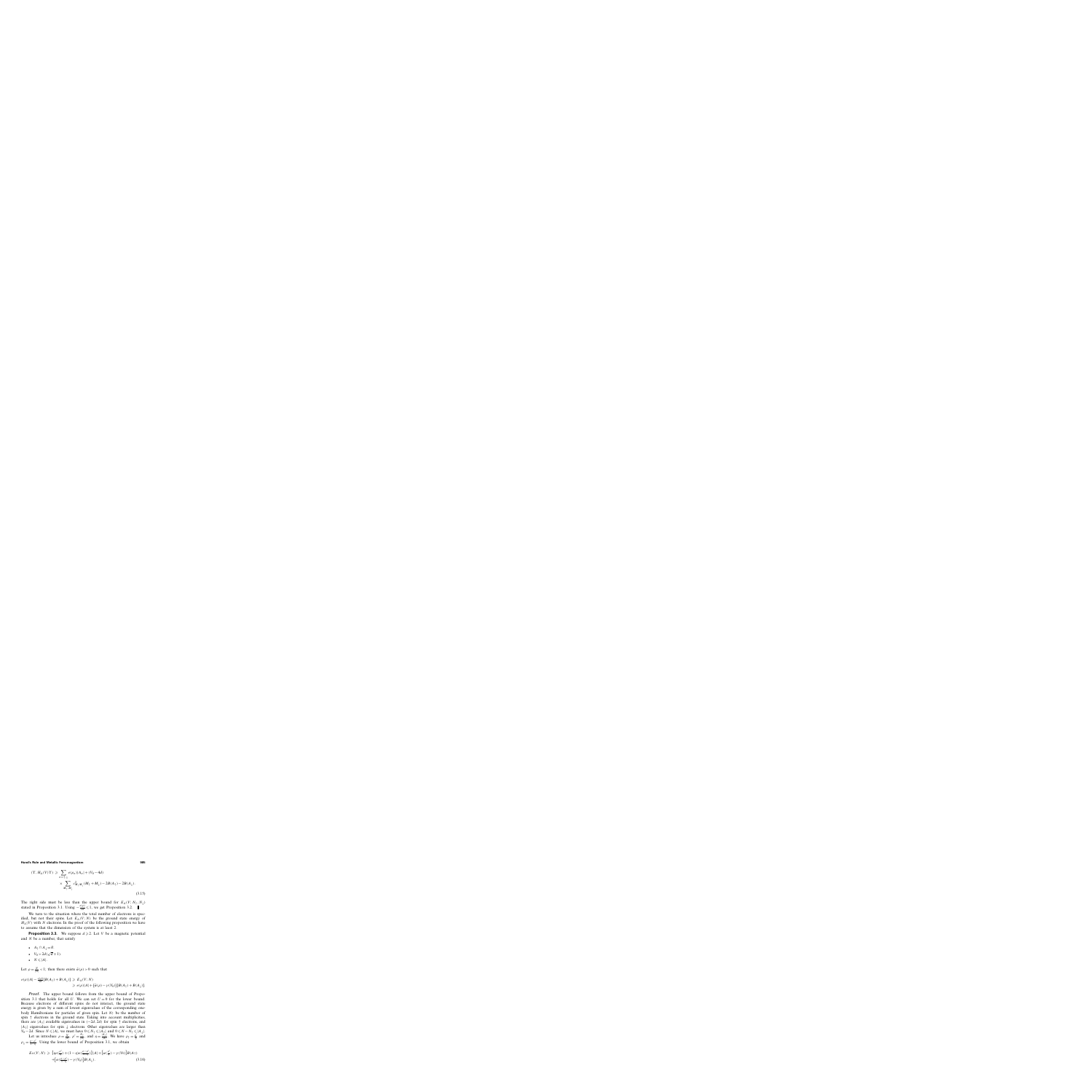$$
\begin{aligned}
(\Upsilon, H_{\Lambda}(V)\Upsilon) \geqslant & \sum_{x \in \Lambda_{\uparrow} \atop } e(\rho_{x})|\Lambda_{x}| + (V_{0} - 4d) \\
& \times \sum_{\substack{x \in \Lambda_{\uparrow} \\ M_{1}, M_{2}}} \tilde{c}^{2}_{M_{1}M_{2}}(M_{1} + M_{2}) - 2B(\Lambda_{\uparrow}) - 2B(\Lambda_{\downarrow}).
\end{aligned}
\tag{3.15}
$$

This right side must be less than the upper bound for $E_{\Lambda}(V; N_{\uparrow}, N_{\downarrow})$ stated in Proposition 3.1. Using $-\frac{e(\rho)}{\rho} \leqslant 1$, we get Proposition 3.2. ∎

We turn to the situation where the total number of electrons is specified, but not their spins. Let $E_{\Lambda}(V; N)$ be the ground state energy of $H_{\Lambda}(V)$ with $N$ electrons. In the proof of the following proposition we have to assume that the dimension of the system is at least 2.

**Proposition 3.3.** We suppose $d \geqslant 2$. Let $V$ be a magnetic potential and $N$ be a number, that satisfy

- $\Lambda_{\uparrow} \cap \Lambda_{\downarrow} = \emptyset$.
- $V_{0} > 2d(\sqrt{2}+1)$.
- $N \leqslant |\Lambda|$.

Let $\rho = \frac{N}{|\Lambda|} < 1$; then there exists $\tilde{a}(\rho) > 0$ such that

$$
\begin{aligned}
e(\rho)|\Lambda| - \tfrac{2d+1}{\rho}[B(\Lambda_{\uparrow}) + B(\Lambda_{\downarrow})] \geqslant & E_{\Lambda}(V; N) \\
\geqslant & e(\rho)|\Lambda| + [\tilde{a}(\rho) - \gamma(V_{0})][B(\Lambda_{\uparrow}) + B(\Lambda_{\downarrow})].
\end{aligned}
$$

*Proof.* The upper bound follows from the upper bound of Proposition 3.1 that holds for all $U$. We can set $U = 0$ for the lower bound. Because electrons of different spins do not interact, the ground state energy is given by a sum of lowest eigenvalues of the corresponding one-body Hamiltonians for particles of given spin. Let $N_{\uparrow}$ be the number of spin $\uparrow$ electrons in the ground state. Taking into account multiplicities, there are $|\Lambda_{\uparrow}|$ available eigenvalues in $(-2d, 2d)$ for spin $\uparrow$ electrons, and $|\Lambda_{\downarrow}|$ eigenvalues for spin $\downarrow$ electrons. Other eigenvalues are larger than $V_{0} - 2d$. Since $N \leqslant |\Lambda|$, we must have $0 \leqslant N_{\uparrow} \leqslant |\Lambda_{\uparrow}|$ and $0 \leqslant N - N_{\uparrow} \leqslant |\Lambda_{\downarrow}|$.

Let us introduce $\rho = \frac{N}{|\Lambda|}$, $\rho' = \frac{N_{\uparrow}}{|\Lambda|}$, and $\eta = \frac{|\Lambda_{\uparrow}|}{|\Lambda|}$. We have $\rho_{\uparrow} = \frac{\rho'}{\eta}$ and $\rho_{\downarrow} = \frac{\rho - \rho'}{1-\eta}$. Using the lower bound of Proposition 3.1, we obtain

$$
\begin{aligned}
E_{\Lambda}(V; N) \geqslant & \left[\eta e\left(\tfrac{\rho'}{\eta}\right) + (1-\eta)e\left(\tfrac{\rho-\rho'}{1-\eta}\right)\right]|\Lambda| + \left[a\left(\tfrac{\rho'}{\eta}\right) - \gamma(V_{0})\right]B(\Lambda_{\uparrow}) \\
& + \left[a\left(\tfrac{\rho-\rho'}{1-\eta}\right) - \gamma(V_{0})\right]B(\Lambda_{\downarrow}).
\end{aligned}
\tag{3.16}
$$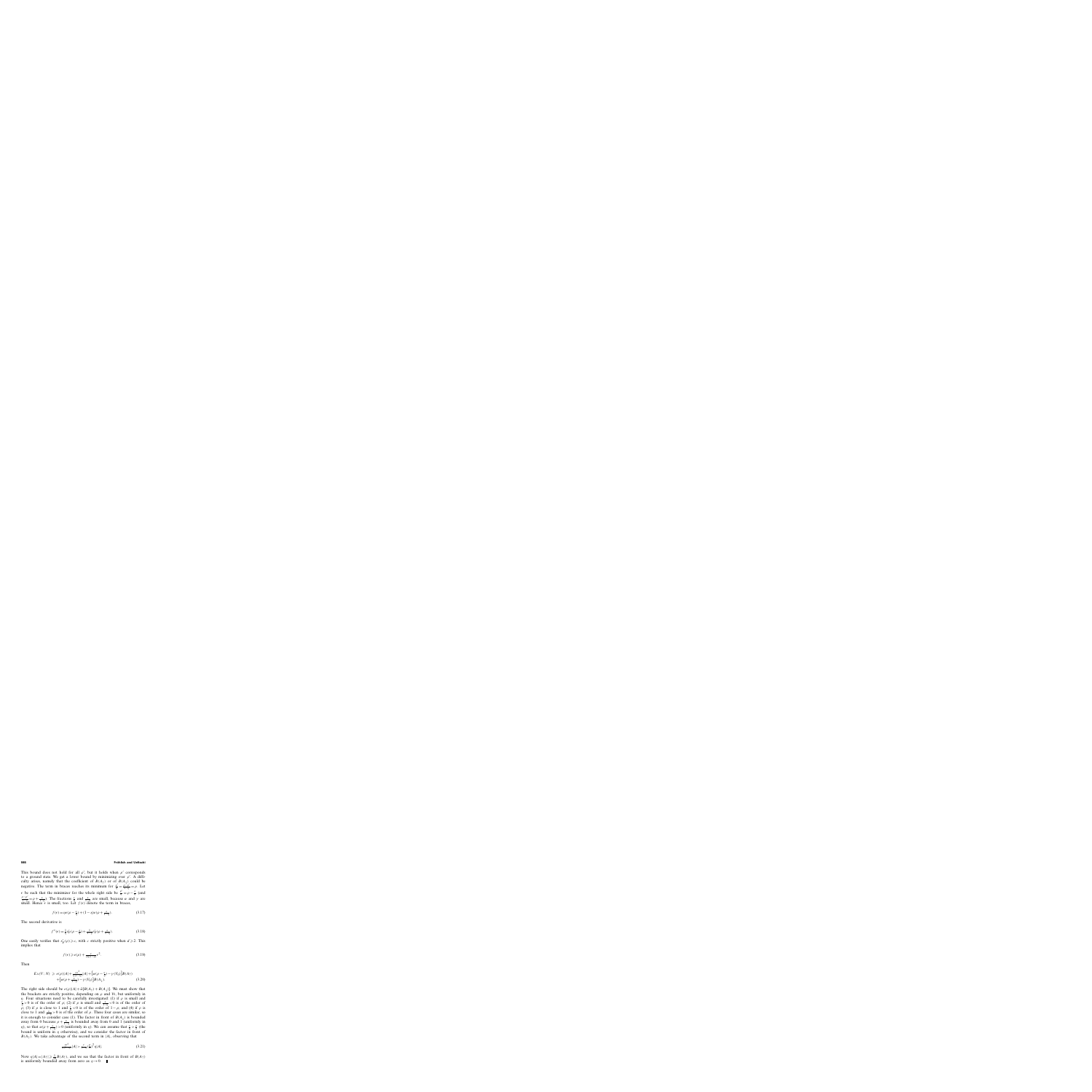This bound does not hold for all $\rho'$, but it holds when $\rho'$ corresponds to a ground state. We get a lower bound by minimizing over $\rho'$. A difficulty arises, namely that the coefficient of $B(\Lambda_2)$ (or of $B(\Lambda_1)$) could be negative. The term in braces reaches its minimum for $\frac{\xi}{\eta} = \frac{\eta - \xi}{1-\eta} = \rho$. Let $\epsilon$ be such that the minimizer for the whole right side be $\frac{\xi}{\eta} = \rho - \frac{\epsilon}{\eta}$ (and $\frac{\eta-\xi}{1-\eta} = \rho + \frac{\epsilon}{1-\eta}$). The fractions $\frac{\epsilon}{\eta}$ and $\frac{\epsilon}{1-\eta}$ are small, because $\alpha$ and $\gamma$ are small. Hence $\epsilon$ is small, too. Let $f(\epsilon)$ denote the term in braces,

$$f(\epsilon) = \eta e(\rho - \tfrac{\epsilon}{\eta}) + (1-\eta) e(\rho + \tfrac{\epsilon}{1-\eta}). \tag{3.17}$$

The second derivative is

$$f''(\epsilon) = \tfrac{1}{\eta} e''_{\nu}(\rho - \tfrac{\epsilon}{\eta}) + \tfrac{1}{1-\eta} e''_{\nu}(\rho + \tfrac{\epsilon}{1-\eta}). \tag{3.18}$$

One easily verifies that $e''_{\nu}(\rho) \geqslant c$, with $c$ strictly positive when $d \geqslant 2$. This implies that

$$f(\epsilon) \geqslant e(\rho) + \frac{c}{\eta(1-\eta)} \epsilon^2. \tag{3.19}$$

Then

$$\begin{aligned}
E_\Lambda(V;N) \geqslant\; & e(\rho)|\Lambda| + \frac{c\epsilon^2}{\eta(1-\eta)}|\Lambda| + \big[\alpha(\rho - \tfrac{\epsilon}{\eta}) - \gamma(\mathcal{V}_{\Sigma})\big] B(\Lambda_1) \\
& + \big[\alpha(\rho + \tfrac{\epsilon}{1-\eta}) - \gamma(\mathcal{V}_{\Sigma})\big] B(\Lambda_2).
\end{aligned} \tag{3.20}$$

The right side should be $e(\rho)|\Lambda| + \frac{\alpha}{2}[B(\Lambda_1) + B(\Lambda_2)]$. We must show that the brackets are strictly positive, depending on $\rho$ and $\mathcal{W}$, but uniformly in $\eta$. Four situations need to be carefully investigated: (1) if $\rho$ is small and $\frac{\epsilon}{\eta} > 0$ is of the order of $\rho$; (2) if $\rho$ is small and $\frac{-\epsilon}{1-\eta} > 0$ is of the order of $\rho$; (3) if $\rho$ is close to 1 and $\frac{\epsilon}{\eta} < 0$ is of the order of $1-\rho$; and (4) if $\rho$ is close to 1 and $\frac{\epsilon}{1-\eta} > 0$ is of the order of $\rho$. These four cases are similar, so it is enough to consider case (1). The factor in front of $B(\Lambda_2)$ is bounded away from 0 because $\rho + \frac{\epsilon}{1-\eta}$ is bounded away from 0 and 1 (uniformly in $\eta$), so that $\alpha(\rho + \frac{\epsilon}{1-\eta}) > 0$ (uniformly in $\eta$). We can assume that $\frac{\epsilon}{\eta} > \frac{\rho}{2}$ (the bound is uniform in $\eta$ otherwise), and we consider the factor in front of $B(\Lambda_1)$. We take advantage of the second term in $|\Lambda|$, observing that

$$\frac{c\epsilon^2}{\eta(1-\eta)}|\Lambda| > \frac{c}{1-\eta}\big(\frac{\rho}{2}\big)^2 \eta|\Lambda|. \tag{3.21}$$

Now $\eta|\Lambda| = |\Lambda_1| \geqslant \frac{\ell}{2d} B(\Lambda_1)$, and we see that the factor in front of $B(\Lambda_1)$ is uniformly bounded away from zero as $\eta \to 0$. ∎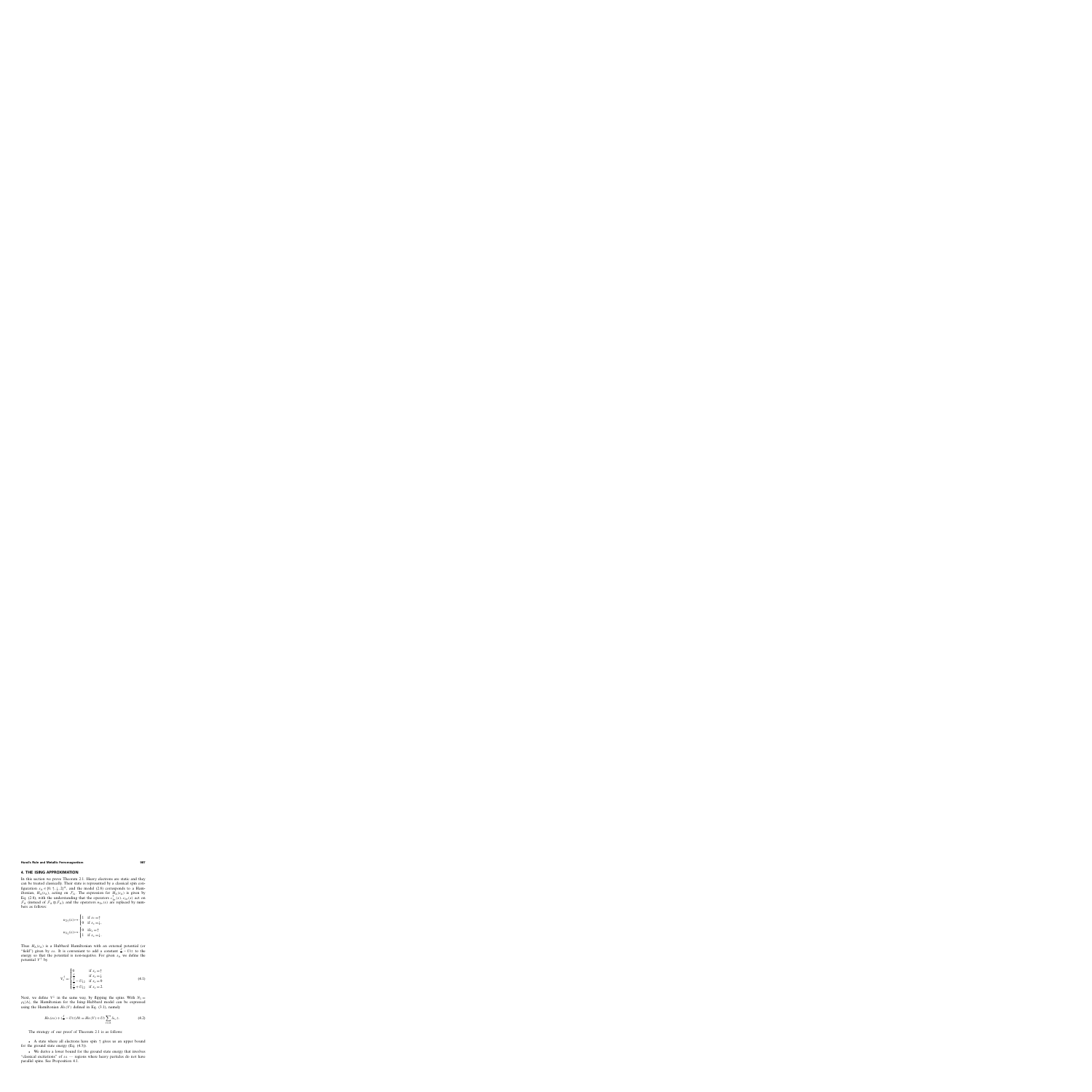## 4. THE ISING APPROXIMATION

In this section we prove Theorem 2.1. Heavy electrons are static and they can be treated classically. Their state is represented by a classical spin configuration $s_\Lambda \in \{0, \uparrow, \downarrow, 2\}^\Lambda$, and the model (2.6) corresponds to a Hamiltonian, $H_\Lambda(s_\Lambda)$, acting on $\mathcal{F}_\Lambda$. The expression for $H_\Lambda(s_\Lambda)$ is given by Eq. (2.6), with the understanding that the operators $c^\dagger_{x\sigma}(x), c_{x\sigma}(x)$ act on $\mathcal{F}_\Lambda$ (instead of $\mathcal{F}_\Lambda \otimes \mathcal{F}_\Lambda$), and the operators $n_{2\sigma}(x)$ are replaced by numbers as follows:

$$
n_{2\uparrow}(x) \mapsto \begin{cases} 1 & \text{if } s_x = \uparrow \\ 0 & \text{if } s_x = \downarrow, \end{cases}
$$

$$
n_{2\downarrow}(x) \mapsto \begin{cases} 0 & \text{if } s_x = \uparrow \\ 1 & \text{if } s_x = \downarrow. \end{cases}
$$

Thus $H_\Lambda(s_\Lambda)$ is a Hubbard Hamiltonian with an external potential (or "field") given by $s_\Lambda$. It is convenient to add a constant $\frac{J}{4} - U_{12}$ to the energy so that the potential is non-negative. For given $s_\Lambda$ we define the potential $V^\uparrow$ by

$$
V^\uparrow_x = \begin{cases} 0 & \text{if } s_x = \uparrow \\ \frac{J}{2} & \text{if } s_x = \downarrow \\ \frac{J}{4} - U_{12} & \text{if } s_x = 0 \\ \frac{J}{4} + U_{12} & \text{if } s_x = 2. \end{cases} \tag{4.1}
$$

Next, we define $V^\downarrow$ in the same way, by flipping the spins. With $N_2 = \rho_2|\Lambda|$, the Hamiltonian for the Ising-Hubbard model can be expressed using the Hamiltonian $H_\Lambda(V)$ defined in Eq. (3.1), namely

$$
H_\Lambda(s_\Lambda) + (\tfrac{J}{4} - U_{12})N_1 = H_\Lambda(V) + U_2 \sum_{x \in \Lambda} \delta_{s_x, 2}. \tag{4.2}
$$

The strategy of our proof of Theorem 2.1 is as follows:

- A state where all electrons have spin $\uparrow$ gives us an upper bound for the ground state energy (Eq. (4.3)).
- We derive a lower bound for the ground state energy that involves "classical excitations" of $s_\Lambda$ — regions where heavy particles do not have parallel spins. See Proposition 4.1.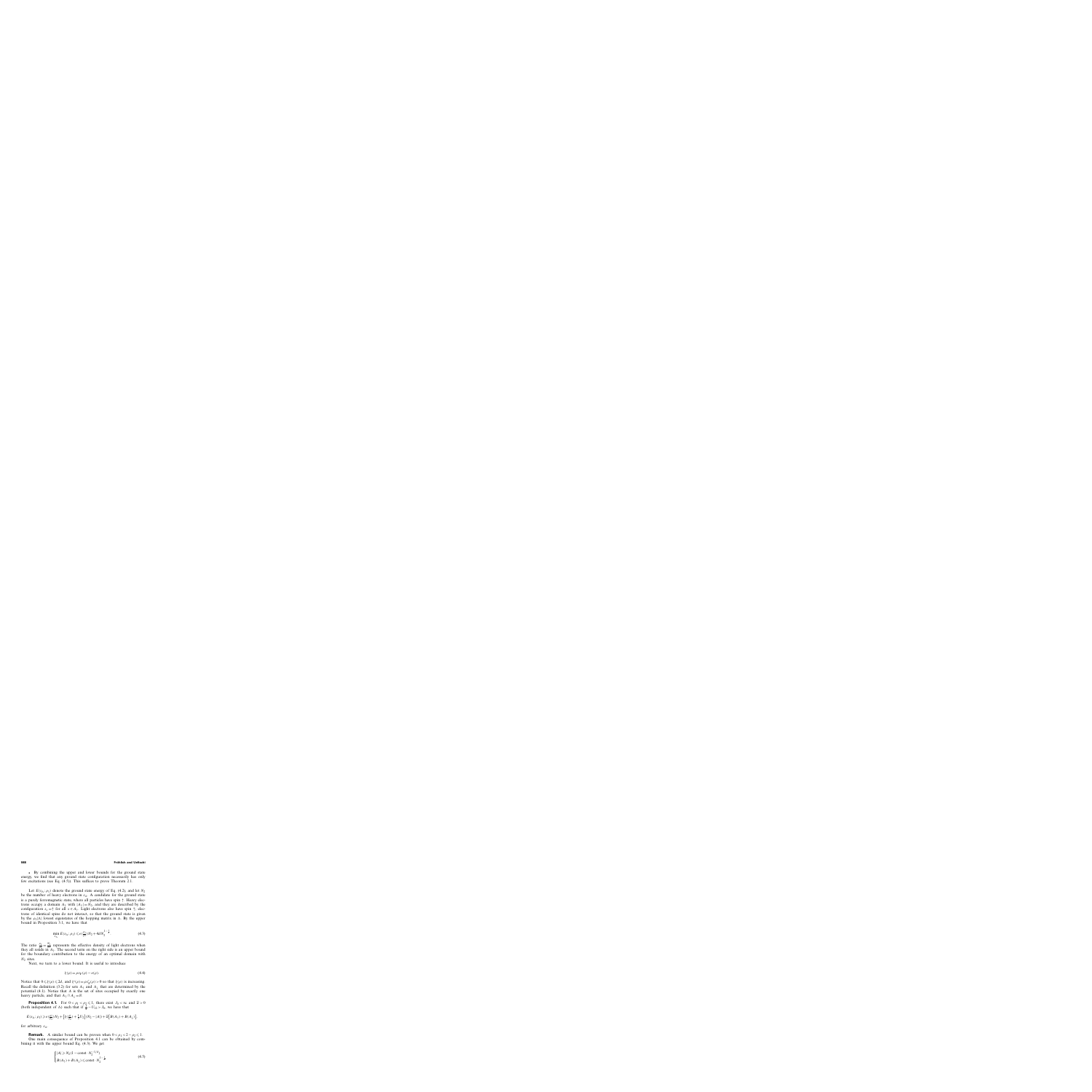• By combining the upper and lower bounds for the ground state energy, we find that any ground state configuration necessarily has only few excitations (see Eq. (4.5)). This suffices to prove Theorem 2.1.

Let $E(s_\Lambda; \rho_1)$ denote the ground state energy of Eq. (4.2), and let $N_2$ be the number of heavy electrons in $s_\Lambda$. A candidate for the ground state is a purely ferromagnetic state, where all particles have spin $\uparrow$. Heavy electrons occupy a domain $\Lambda_\uparrow$ with $|\Lambda_\uparrow| = N_2$, and they are described by the configuration $s_x = \uparrow$ for all $x \in \Lambda_\uparrow$. Light electrons also have spin $\uparrow$; electrons of identical spins do not interact, so that the ground state is given by the $\rho_1|\Lambda|$ lowest eigenvalues of the hopping matrix in $\Lambda$. By the upper bound in Proposition 3.1, we have that

$$\min_{s_\Lambda} E(s_\Lambda; \rho_1) \leqslant e\left(\tfrac{\rho_1}{\rho_2}\right)|\Lambda_\uparrow| + 4dN_2^{1-\frac{1}{d}} \tag{4.3}$$

The ratio $\frac{\rho_1}{\rho_2} = \frac{N_1}{N_2}$ represents the effective density of light electrons when they all reside in $\Lambda_\uparrow$. The second term on the right side is an upper bound for the boundary contribution to the energy of an optimal domain with $N_2$ sites.

Next, we turn to a lower bound. It is useful to introduce

$$\xi(\rho) = \rho e'(\rho) - e(\rho). \tag{4.4}$$

Notice that $0 \leqslant \xi(\rho) \leqslant 2d$, and $\xi'(\rho) = \rho e''(\rho) > 0$ so that $\xi(\rho)$ is increasing. Recall the definition (3.2) for sets $A_\uparrow$ and $A_\downarrow$ that are determined by the potential (4.1). Notice that $A$ is the set of sites occupied by exactly one heavy particle, and that $A_\uparrow \cap A_\downarrow = \emptyset$.

**Proposition 4.1.** For $0 < \rho_1 < \rho_2 \leqslant 1$, there exist $\bar{\delta}_1 < \infty$ and $\bar{\alpha} > 0$ (both independent of $\Lambda$) such that if $\frac{1}{U} + \frac{1}{U_{12}} > \bar{\delta}_1$, we have that

$$E(s_\Lambda; \rho_1) \geqslant e\left(\tfrac{\rho_1}{\rho_2}\right)N_2 + \left[\xi\left(\tfrac{\rho_1}{\rho_2}\right) + \tfrac{1}{4}U_{12}\right](N_2 - |A|) + \bar{\alpha}\left[B(A_\uparrow) + B(A_\downarrow)\right],$$

for arbitrary $s_\Lambda$.

**Remark.** A similar bound can be proven when $0 < \rho_1 < 2 - \rho_2 \leqslant 1$.

One main consequence of Proposition 4.1 can be obtained by combining it with the upper bound Eq. (4.3). We get

$$\begin{cases} |A| \geqslant N_2(1 - \text{const} \cdot N_2^{-1/d}) \\ B(A_\uparrow) + B(A_\downarrow) \leqslant \text{const} \cdot N_2^{1-\frac{1}{d}} \end{cases} \tag{4.5}$$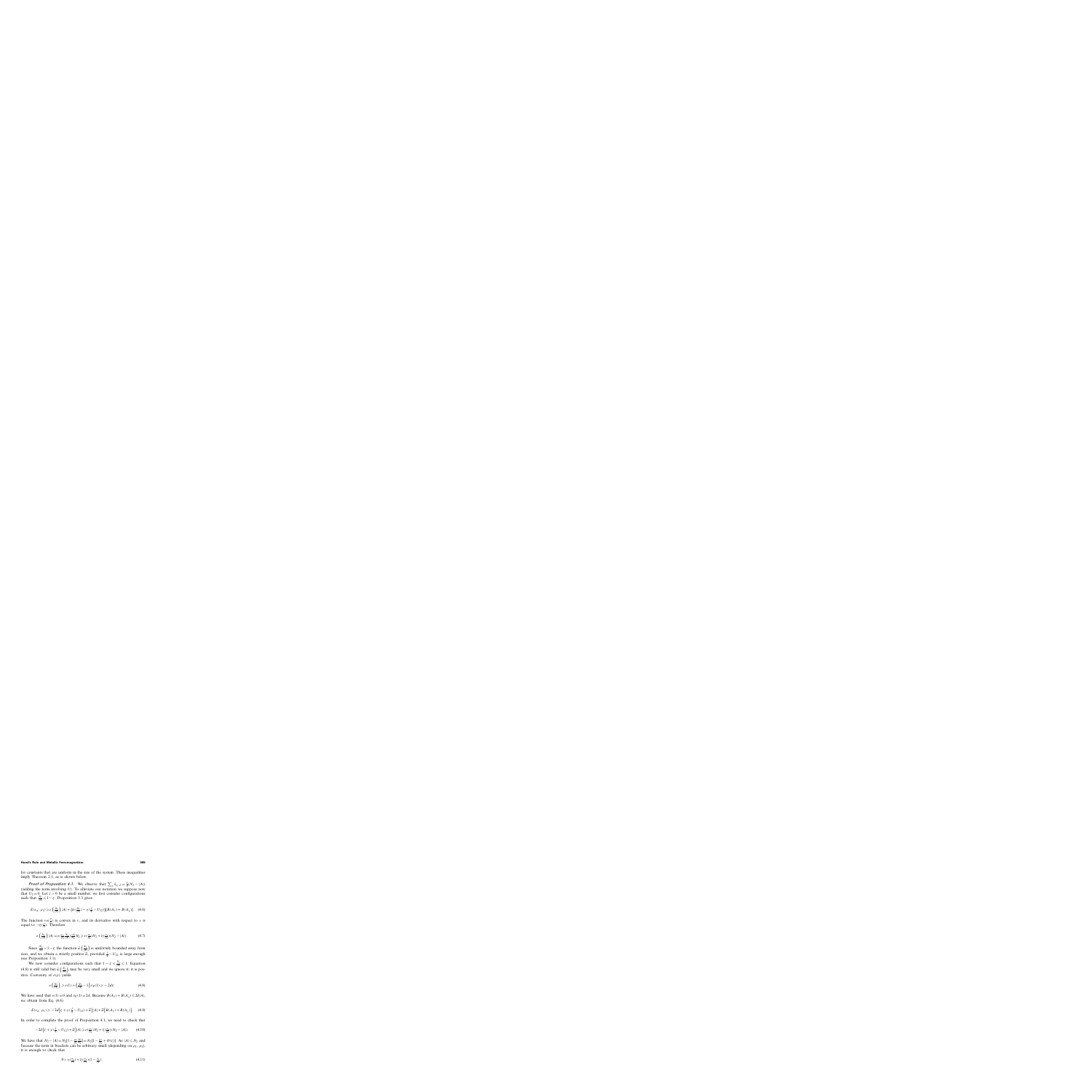for constants that are uniform in the size of the system. These inequalities imply Theorem 2.1, as is shown below.

*Proof of Proposition 4.1.* We observe that $\sum_x \hat{n}_{x,2} = \frac{1}{2}(N_2 - |A|)$ yielding the term involving $U$. To alleviate our notation we suppose now that $U_2 = 0$. Let $\xi > 0$ be a small number; we first consider configurations such that $\frac{N_1}{|A|} \leqslant 1 - \xi$. Proposition 3.3 gives

$$E(\rho_1, \rho_2) \geqslant e\left(\frac{N_1}{|A|}\right)|A| + \left[\alpha t \frac{N_1}{|A|} - \gamma\left(\frac{t}{2} - U_{12}\right)\right]\left[B(A_1) + B(A_2)\right]. \quad (4.6)$$

The function $\nu e(\frac{1}{\nu})$ is convex in $\nu$, and its derivative with respect to $\nu$ is equal to $-\varepsilon(\frac{1}{\nu})$. Therefore

$$e\left(\frac{N_1}{|A|}\right)|A| = e\left(\frac{N_1}{N_2}\frac{N_2}{|A|}\right)\frac{|A|}{N_2}N_2 \geqslant e\left(\frac{N_1}{N_2}\right)N_2 + \varepsilon\left(\frac{N_1}{N_2}\right)(N_2 - |A|). \quad (4.7)$$

Since $\frac{N_1}{|A|} < 1 - \xi$, the function $\hat{a}\left(\frac{N_1}{|A|}\right)$ is uniformly bounded away from zero, and we obtain a strictly positive $\tilde{\alpha}$, provided $\frac{t}{2} - U_{12}$ is large enough (see Proposition 3.1).

We now consider configurations such that $1 - \xi < \frac{N_1}{|A|} \leqslant 1$. Equation (4.6) is still valid but $\hat{a}\left(\frac{N_1}{|A|}\right)$ may be very small and we ignore it; it is positive. Convexity of $e(\rho)$ yields

$$e\left(\frac{N_1}{|A|}\right) \geqslant e(1) + \left(\frac{N_1}{|A|} - 1\right)e_{\mathrm{F}}(1) \geqslant -2d\xi. \quad (4.8)$$

We have used that $e(1) = 0$ and $e_{\mathrm{F}}(1) = 2d$. Because $B(A_1) + B(A_2) \leqslant 2d|A|$, we obtain from Eq. (4.6)

$$E(\rho_1, \rho_2) \geqslant -2d\left[\xi + \gamma\left(\frac{t}{2} - U_{12}\right) + \tilde{\alpha}\right]|A| + \tilde{\alpha}\left[B(A_1) + B(A_2)\right]. \quad (4.9)$$

In order to complete the proof of Proposition 4.1, we need to check that

$$-2d\left[\xi + \gamma\left(\frac{t}{2} - U_{12}\right) + \tilde{\alpha}\right]|A| \geqslant e\left(\frac{N_1}{N_2}\right)N_2 + \varepsilon\left(\frac{N_1}{N_2}\right)(N_2 - |A|). \quad (4.10)$$

We have that $N_2 - |A| = N_2\left[1 - \frac{N_1}{N_2}\frac{|A|}{N_1}\right] = N_2\left[1 - \frac{N_1}{N_2} + O(\xi)\right]$. As $|A| \leqslant N_2$ and because the term in brackets can be arbitrary small (depending on $\rho_1, \rho_2$), it is enough to check that

$$0 > e\left(\frac{N_1}{N_2}\right) + \varepsilon\left(\frac{N_1}{N_2}\right)\left(1 - \frac{N_1}{N_2}\right). \quad (4.11)$$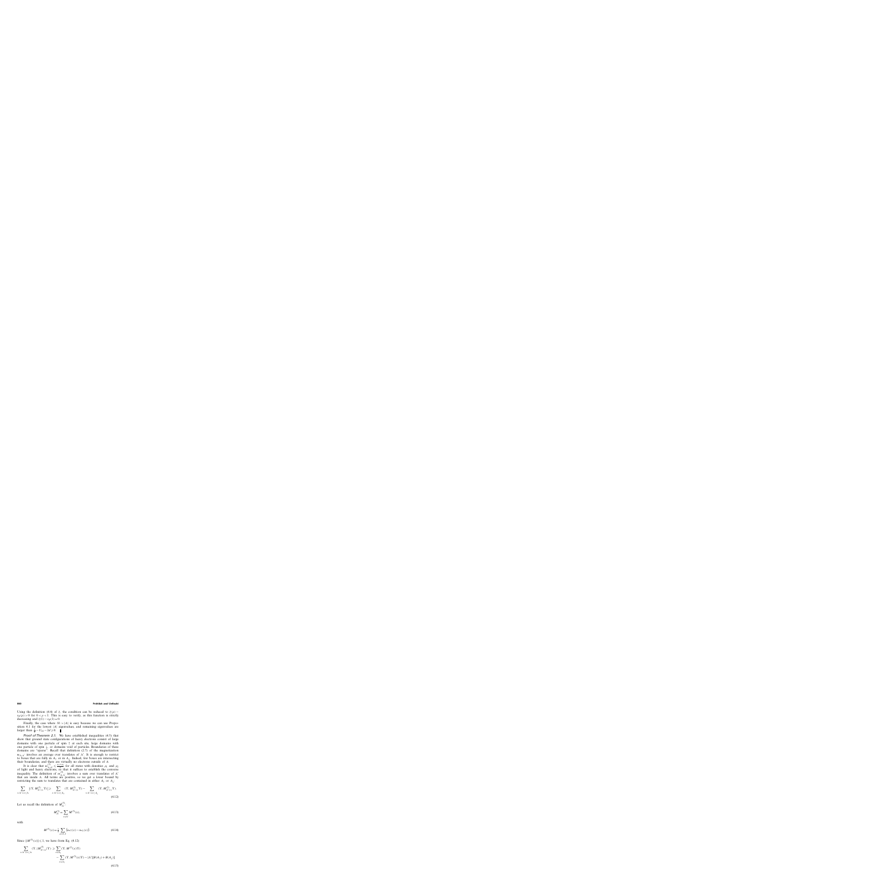Using the definition (4.4) of $\xi$, the condition can be reduced to $\xi(\rho) - \rho\rho(\rho) > 0$ for $0 < \rho < 1$. This is easy to verify, as this function is strictly decreasing and $\xi(1) - \varepsilon_F(1) = 0$.

Finally, the case where $N > |A|$ is easy because we can use Proposition 4.1 for the lowest $|A|$ eigenvalues, and remaining eigenvalues are larger than $\frac{U}{2} - (|\xi| - 2d) > 0$. ∎

*Proof of Theorem 2.3.* We have established inequalities (4.5) that show that ground state configurations of heavy electrons consist of large domains with one particle of spin ↑ at each site, large domains with one particle of spin ↓, or domains void of particles. Boundaries of these domains are "sparse". Recall that definition (2.7) of the magnetization $m_{A,A'}$ involves an average over translates of $A'$. It is enough to restrict to boxes that are fully in $A_\uparrow$ or in $A_\downarrow$. Indeed, few boxes are intersecting their boundaries, and there are virtually no electrons outside of $A$.

It is clear that $m^{(2)}_{A,A'} \leqslant \frac{\rho_2 + \rho_1}{2}$ for all states with densities $\rho_1$ and $\rho_2$ of light and heavy electrons, so that it suffices to establish the converse inequality. The definition of $m^{(2)}_{A,A'}$ involves a sum over translate of $A'$ that are inside $A$. All terms are positive, so we get a lower bound by restricting the sum to translates that are contained in either $A_\uparrow$ or $A_\downarrow$

$$\sum_{x: A'+x \subset A} |\langle \Upsilon, M^{(2)}_{A'+x} \Upsilon \rangle| \geqslant \sum_{x: A'+x \subset A_\uparrow} \langle \Upsilon, M^{(2)}_{A'+x} \Upsilon \rangle - \sum_{x: A'+x \subset A_\downarrow} \langle \Upsilon, M^{(2)}_{A'+x} \Upsilon \rangle. \tag{4.12}$$

Let us recall the definition of $M^{(2)}_{A'}$,

$$M^{(2)}_{A'} = \sum_{x \in A'} M^{(2)}(x), \tag{4.13}$$

with

$$M^{(2)}(x) = \frac{1}{2} \sum_{\sigma = \uparrow, \downarrow} \big( n_{\sigma\uparrow}(x) - n_{\sigma\downarrow}(x) \big). \tag{4.14}$$

Since $\|M^{(2)}(x)\| \leqslant 1$, we have from Eq. (4.12)

$$\begin{aligned} \sum_{x: A'+x \subset A} \langle \Upsilon, |M^{(2)}_{A'+x}| \Upsilon \rangle \geqslant &\; |A'| \sum_{x \in A_\uparrow} \langle \Upsilon, M^{(2)}(x) \Upsilon \rangle \\ &- |A'| \sum_{x \in A_\downarrow} \langle \Upsilon, M^{(2)}(x) \Upsilon \rangle - |A'| \, [B(A_\uparrow) + B(A_\downarrow)]. \end{aligned} \tag{4.15}$$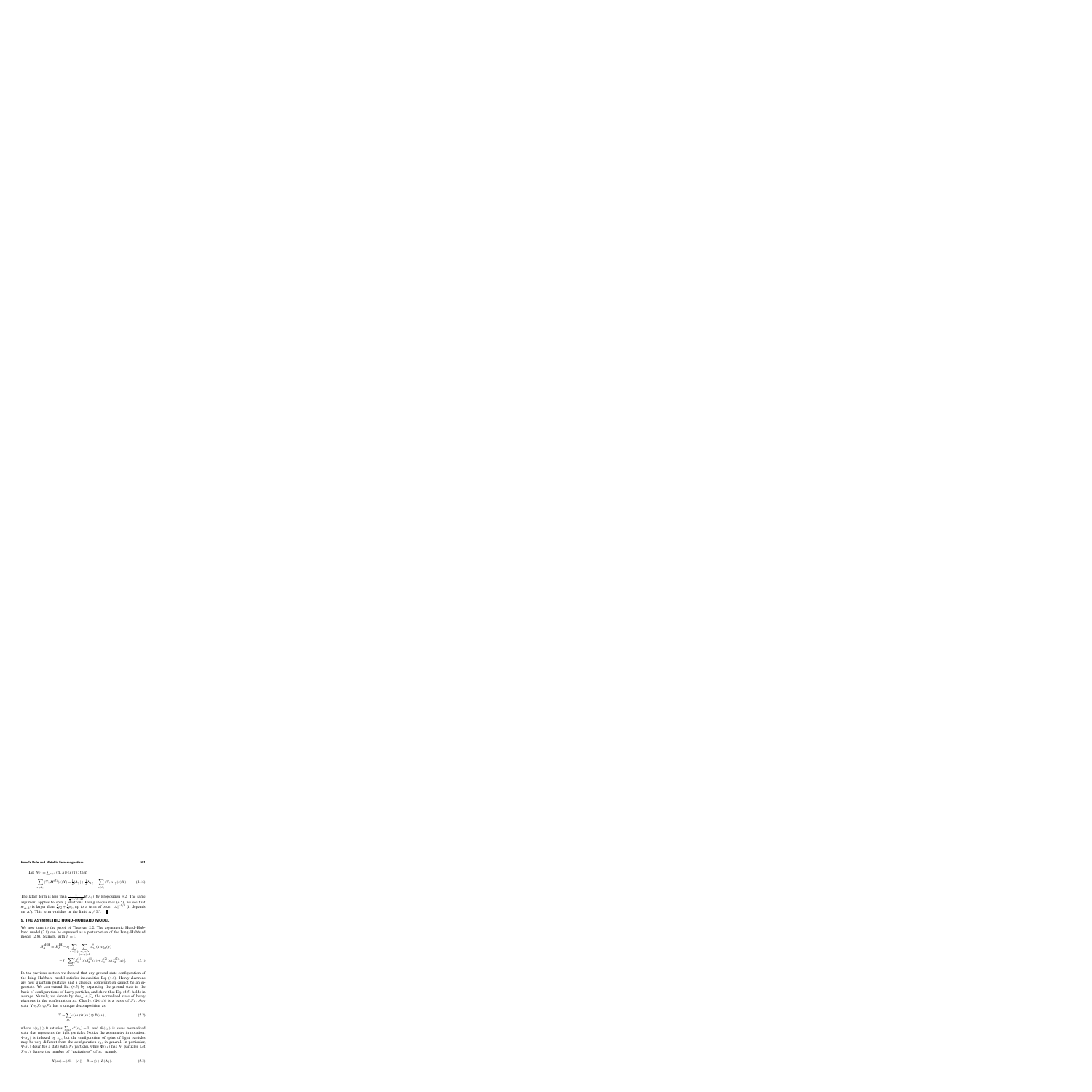Let $N(\tau) = \sum_{x \in \Lambda} \langle \Upsilon, n_1(x) \rangle(\Upsilon)$, then

$$\sum_{x \in \Lambda} \langle \Upsilon, M^{(1)}(x) \Upsilon \rangle = \tfrac{1}{2}|A_1| + \tfrac{1}{2}N_2 - \sum_{x \in \Lambda} \langle \Upsilon, n_2 \rangle(x) \Upsilon \rangle. \tag{4.16}$$

The latter term is less than $\frac{1}{4J-2(c-\delta)}B(A_1)$ by Proposition 3.2. The same argument applies to spin $\frac{1}{2}$ electrons. Using inequalities (4.5), we see that $m_{A,A'}$ is larger than $\frac{1}{2}\rho_1 + \frac{1}{2}\rho_2$, up to a term of order $|A|^{-1/d}$ (it depends on $\Lambda'$). This term vanishes in the limit $\Lambda \nearrow \mathbb{Z}^d$. ∎

## 5. THE ASYMMETRIC HUND–HUBBARD MODEL

We now turn to the proof of Theorem 2.2. The asymmetric Hund–Hubbard model (2.8) can be expressed as a perturbation of the Ising–Hubbard model (2.8). Namely, with $t_1 = 1$,

$$\begin{aligned} H_\Lambda^{\mathrm{AHH}} = H_\Lambda^{\mathrm{IH}} - t_2 \sum_{\sigma=\uparrow,\downarrow} \sum_{\substack{x,y \in \Lambda \\ |x-y|=1}} c_{2\sigma}^\dagger(x) c_{2\sigma}(y) \\ - J' \sum_{x \in \Lambda} \left[ S_1^{(1)}(x) S_2^{(1)}(x) + S_1^{(2)}(x) S_2^{(2)}(x) \right]. \end{aligned} \tag{5.1}$$

In the previous section we showed that any ground state configuration of the Ising–Hubbard model satisfies inequalities Eq. (4.5). Heavy electrons are now quantum particles and a classical configuration cannot be an eigenstate. We can extend Eq. (4.5) by expanding the ground state in the basis of configurations of heavy particles, and show that Eq. (4.5) holds in average. Namely, we denote by $\Phi(x_A) \in \mathcal{F}_A$ the normalized state of heavy electrons in the configuration $x_A$. Clearly, $\{\Phi(x_A)\}$ is a basis of $\mathcal{F}_A$. Any state $\Upsilon \in \mathcal{F}_A \otimes \mathcal{F}_A$ has a unique decomposition as

$$\Upsilon = \sum_{x_A} c(x_A) \Phi(x_A) \otimes \Psi(x_A), \tag{5.2}$$

where $c(x_A) \geqslant 0$ satisfies $\sum_{x_A} c^2(x_A) = 1$, and $\Psi(x_A)$ is *some* normalized state that represents the light particles. Notice the asymmetry in notation: $\Phi(x_A)$ is indexed by $x_A$, but the configuration of spins of light particles may be very different from the configuration $x_A$, in general. In particular, $\Psi(x_A)$ describes a state with $N_2$ particles, while $\Phi(x_A)$ has $N_1$ particles. Let $X(x_A)$ denote the number of "excitations" of $x_A$; namely,

$$X(x_A) = (N_2 - |A|) + B(A_1) + B(A_2). \tag{5.3}$$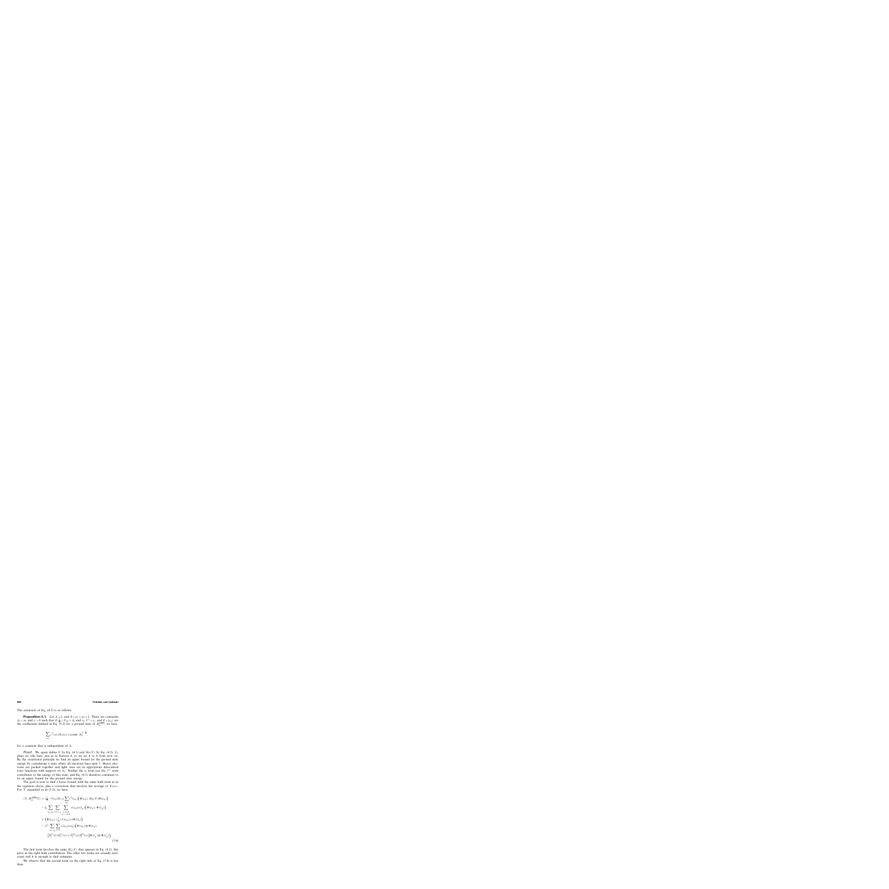The extension of Eq. (4.5) is as follows.

**Proposition 5.1.** Let $d \geq 2$, and $0 < \rho_1 < \rho_2 \leq 1$. There are constants $\delta_0 < \infty$ and $\gamma > 0$ such that if $\frac{\xi}{d} - U_{12} > \delta_0$ and $t_2, J^{\perp} < \gamma$, and if $c(x_\Lambda)$ are the coefficients defined in Eq. (5.2) for a ground state of $H_\Lambda^{\text{HHM}}$, we have

$$\sum_{x_\Lambda} c^2(x_\Lambda) |X(x_\Lambda)| \leq \text{const} \cdot |\Lambda|^{1-\frac{1}{d}},$$

for a constant that is independent of $\Lambda$.

*Proof.* We again define $V$ by Eq. (4.3) and $H_\Lambda(V)$ by Eq. (4.2). $U_2$ plays no rôle here, just as in Section 4, so we set it to 0 from now on. By the variational principle we find an upper bound for the ground state energy by considering a state where all electrons have spin $\uparrow$. Heavy electrons are packed together and light ones are in appropriate delocalized wave functions with support on $A_1$. Neither the $t_2$ term nor the $J^{\perp}$ term contributes to the energy of this state, and Eq. (4.5) therefore continues to be an upper bound for the ground state energy.

The goal is now to find a lower bound with the same bulk term as in the equation above, plus a correction that involves the average of $X(x_\Lambda)$. For $\Psi$ expanded as in (5.2), we have

$$
\begin{aligned}
(\Psi, H_\Lambda^{\text{HHM}} \Psi) + (\tfrac{\xi}{d} - U_{12}) |\Lambda| N_2 = & \sum_{x_\Lambda} c^2(x_\Lambda) \Big( \Phi(x_\Lambda), H_\Lambda(V) \Phi(x_\Lambda) \Big) \\
& - t_2 \sum_{x_\Lambda, x'_\Lambda} \sum_{\sigma=\uparrow,\downarrow} \sum_{\substack{x, y \in \Lambda, \\ |x-y|=1}} c(x_\Lambda) c(x'_\Lambda) \Big( \Phi(x_\Lambda), \Phi(x'_\Lambda) \Big) \\
& \times \Big( \Phi(x_\Lambda), c^\dagger_{2x\sigma}(x) c_{2y\sigma}(y) \Phi(x'_\Lambda) \Big) \\
& - J^{\perp} \sum_{x_\Lambda, x'_\Lambda} \sum_{x \in \Lambda} c(x_\Lambda) c(x'_\Lambda) \Big( \Phi(x_\Lambda) \otimes \Phi(x_\Lambda), \\
& \big[ S_1^{(1)}(x) S_2^{(1)}(x) + S_1^{(2)}(x) S_2^{(2)}(x) \big] \Phi(x'_\Lambda) \otimes \Phi(x'_\Lambda) \Big).
\end{aligned}
\tag{5.4}
$$

The first term involves the same $H_\Lambda(V)$ that appears in Eq. (4.2); this gives us the right bulk contribution. The other two terms are actually irrelevant and it is enough to find estimates.

We observe that the second term on the right side of Eq. (5.4) is less than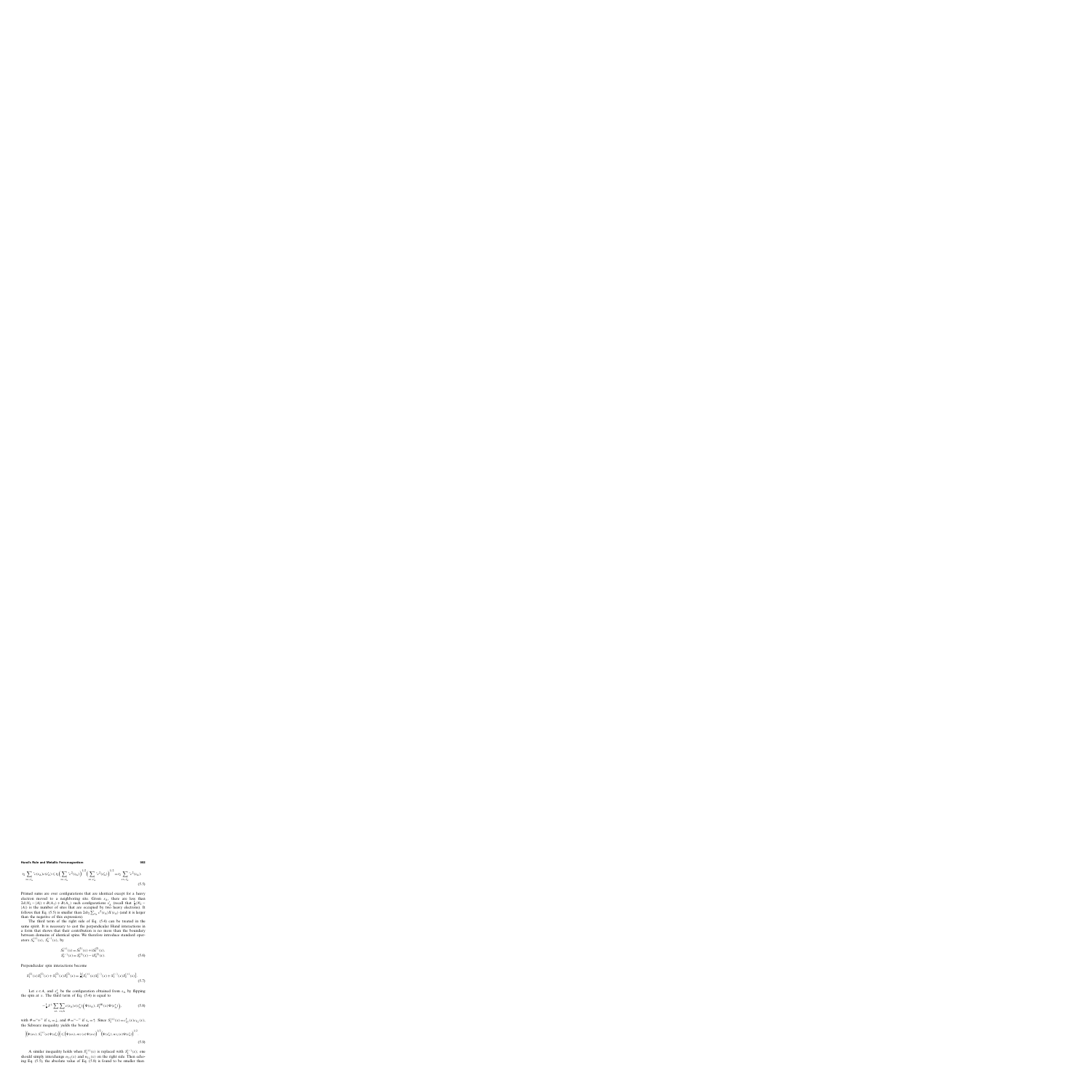$$t_2 \sum_{\omega \sim s_{k_1}}' c(s_{k_1}) c(s_{k_1}') \leq t_2 \Big( \sum_{\omega \sim s_{k_1}}' c^2(s_{k_1}) \Big)^{1/2} \Big( \sum_{\omega \sim s_{k_1}}' c^2(s_{k_1}') \Big)^{1/2} = t_2 \sum_{s \sim s_{k_1}}' c^2(s_{k_1}). \tag{5.5}$$

Primed sums are over configurations that are identical except for a heavy electron moved to a neighboring site. Given $s_{k_1}$, there are less than $2d(N_2 - |A| + B(A_1) + B(A_1)$ such configurations $s'_{k_1}$ (recall that $\frac{1}{2}(N_2 - |A|)$ is the number of sites that are occupied by two heavy electrons). It follows that Eq. (5.5) is smaller than $2dt_2 \sum_{s_{k_1}} c^2(s_{k_1}) \Sigma(s_{k_1})$ (and it is larger than the negative of this expression).

The third term of the right side of Eq. (5.4) can be treated in the same spirit. It is necessary to cast the perpendicular Hund interactions in a form that shows that their contribution is no more than the boundary between domains of identical spins. We therefore introduce standard operators $S_1^{(+)}(x)$, $S_1^{(-)}(x)$, by

$$\begin{aligned} S_1^{(+)}(x) &= S_1^{(1)}(x) + iS_1^{(2)}(x), \\ S_1^{(-)}(x) &= S_1^{(1)}(x) - iS_1^{(2)}(x). \end{aligned} \tag{5.6}$$

Perpendicular spin interactions become

$$S_1^{(1)}(x) S_2^{(1)}(x) + S_1^{(2)}(x) S_2^{(2)}(x) = \tfrac{1}{2} \big[ S_1^{(+)}(x) S_2^{(-)}(x) + S_1^{(-)}(x) S_2^{(+)}(x) \big]. \tag{5.7}$$

Let $x \in A$, and $s_k^x$ be the configuration obtained from $s_k$ by flipping the spin at $x$. The third term of Eq. (5.4) is equal to

$$-\tfrac{1}{2} J \sum_{s_k} \sum_{x \in A} c(s_k) c(s_k^x) \big( \Phi(s_k), S_2^{(\theta)}(x) \Phi(s_k^x) \big), \tag{5.8}$$

with $\theta =$"$+$" if $s_x = \downarrow$, and $\theta =$"$-$" if $s_x = \uparrow$. Since $S_2^{(+)}(x) = c_{2\uparrow}^\dagger(x) c_{2\downarrow}(x)$, the Schwarz inequality yields the bound

$$\big|\big(\Phi(s_k), S_2^{(+)}(x) \Phi(s_k^x)\big)\big| \leq \big(\Phi(s_k), n_{2\uparrow}(x) \Phi(s_k)\big)^{1/2} \big(\Phi(s_k^x), n_{2\downarrow}(x) \Phi(s_k^x)\big)^{1/2}. \tag{5.9}$$

A similar inequality holds when $S_2^{(+)}(x)$ is replaced with $S_2^{(-)}(x)$; one should simply interchange $n_{2\uparrow}(x)$ and $n_{2\downarrow}(x)$ on the right side. Then echoing Eq. (5.5), the absolute value of Eq. (5.8) is found to be smaller than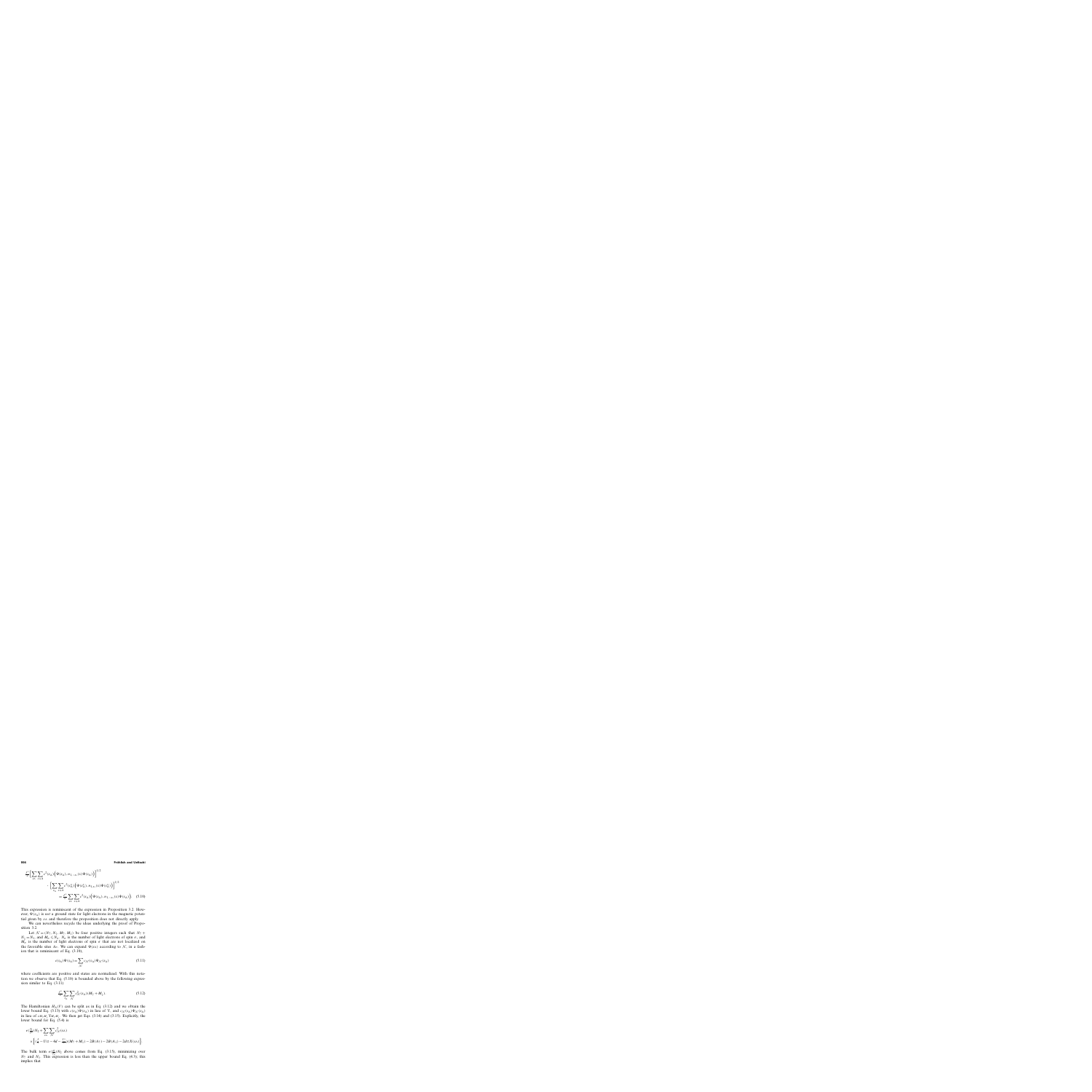$$\frac{t^2}{\varepsilon}\left(\sum_{\omega_1}\sum_{x,y\in\Lambda}c^2(\omega_1)\Big(\Psi(\omega_1), n_{x,-\sigma_1}(x)\Psi(\omega_1)\Big)\right)^{1/2}$$

$$\cdot\left(\sum_{\omega_2}\sum_{x,y\in\Lambda}c^2(\omega_2')\Big(\Psi(\omega_2'), n_{y,\sigma_1}(x)\Psi(\omega_2')\Big)\right)^{1/2}$$

$$=\frac{t^2}{\varepsilon}\sum_{\omega_1}\sum_{x,y\in\Lambda}c^2(\omega_1)\Big(\Psi(\omega_1), n_{x,-\sigma_1}(x)\Psi(\omega_1)\Big). \quad (5.10)$$

This expression is reminiscent of the expression in Proposition 3.2. However, $\Psi(\omega_1)$ is *not* a ground state for light electrons in the magnetic potential given by $\omega$, and therefore the proposition does not directly apply.

We can nevertheless recycle the ideas underlying the proof of Proposition 3.2.

Let $\mathcal{N}=(N_\uparrow, N_\downarrow, M_\uparrow, M_\downarrow)$ be four positive integers such that $N_\uparrow+N_\downarrow=N_e$ and $M_\sigma\leq N_\sigma$. $N_\sigma$ is the number of light electrons of spin $\sigma$, and $M_\sigma$ is the number of light electrons of spin $\sigma$ that are not localized on the favorable sites $A_\sigma$. We can expand $\Psi(\omega)$ according to $\mathcal{N}$, in a fashion that is reminiscent of Eq. (3.10),

$$c(\omega_1)\Psi(\omega_1)=\sum_{\mathcal{N}}c_{\mathcal{N}}(\omega_1)\Psi_{\mathcal{N}}(\omega_1) \quad (5.11)$$

where coefficients are positive and states are normalized. With this notation we observe that Eq. (5.10) is bounded above by the following expression similar to Eq. (3.11)

$$\frac{t^2}{\varepsilon}\sum_{\omega_1}\sum_{\mathcal{N}}c^2_{\mathcal{N}}(\omega_1)(M_\uparrow+M_\downarrow). \quad (5.12)$$

The Hamiltonian $H_\Lambda(V)$ can be split as in Eq. (3.12) and we obtain the lower bound Eq. (3.13) with $c(\omega)\Psi(\omega)$ in lieu of $\Psi$, and $c_{\mathcal{N}}(\omega)\Psi_{\mathcal{N}}(\omega)$ in lieu of $c(\sigma, \mathcal{N})\Psi(\sigma, \mathcal{N})$. We then get Eqs. (3.14) and (3.15). Explicitly, the lower bound for Eq. (5.4) is

$$e\left(\frac{n_e}{2}\right)|\Lambda|+\sum_{\omega\in}\sum_{\mathcal{N}}c^2_{\mathcal{N}}(\omega)$$

$$\times\left(\left(\frac{1}{4}-U\varepsilon-4d-\frac{t^2}{\varepsilon}\right)(M_\uparrow+M_\downarrow)-2B(A_\uparrow)-2B(A_\downarrow)-2d\varepsilon X(\omega)\right).$$

The bulk term $e(\frac{n_e}{2})|\Lambda|$ above comes from Eq. (3.15), minimizing over $N_\uparrow$ and $N_\downarrow$. This expression is less than the upper bound Eq. (4.3); this implies that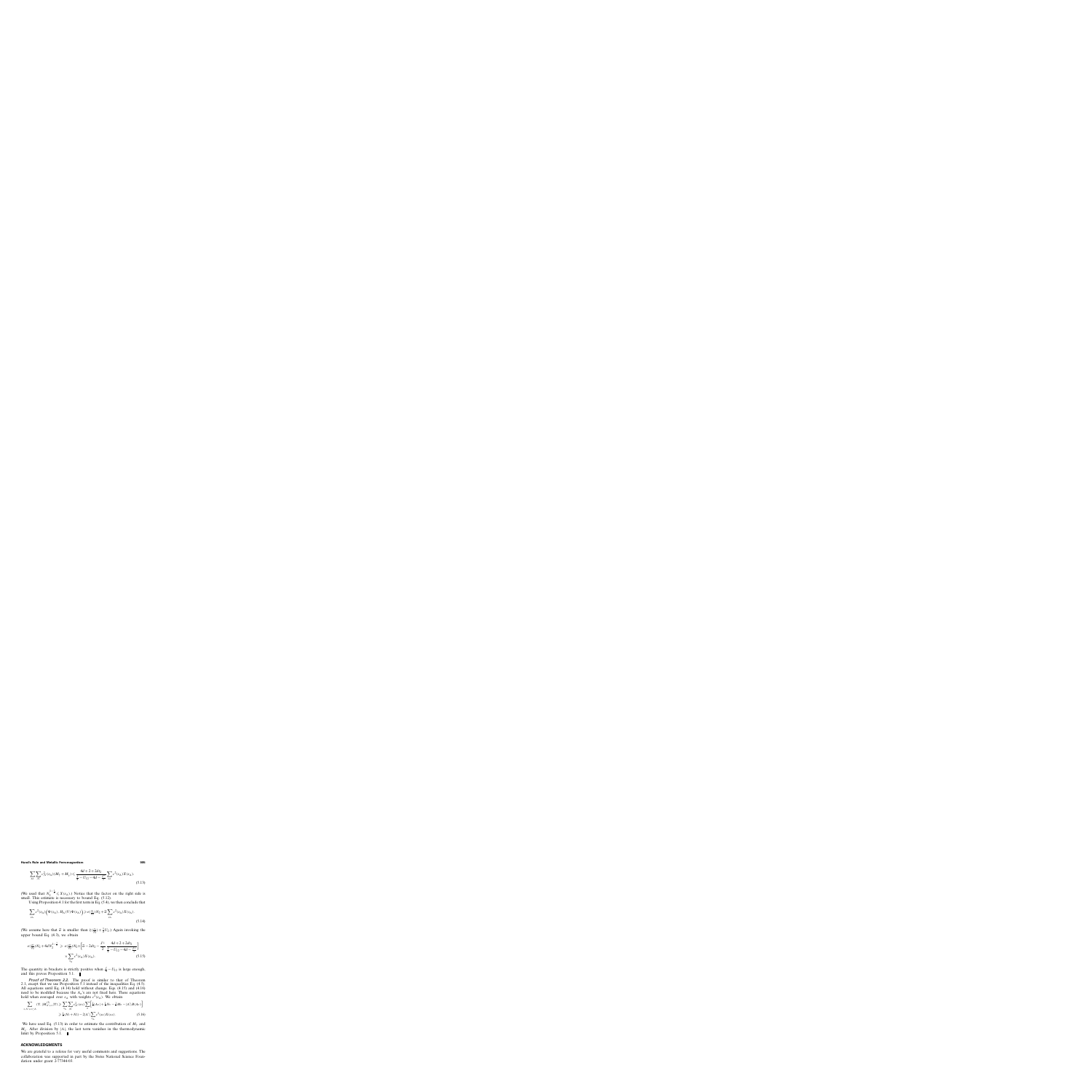$$\sum_{\mathbf{x}_{A}} \sum_{\mathbf{y}_{B}} c_{\mathbf{y}_{B}}^{2}(x_{A})(M_{2}+M_{3}) \leqslant \frac{4d+2+2dt_{2}}{\frac{U}{2}-U_{12}-4d-\frac{U}{|\Lambda|}} \sum_{\mathbf{x}_{A}} c^{2}(x_{A}) X(x_{A}). \tag{5.13}$$

(We used that $N_{\mathbf{x}_A}^{\uparrow\downarrow} \leqslant X(x_A)$.) Notice that the factor on the right side is small. This estimate is necessary to bound Eq. (5.12).

Using Proposition 4.1 for the first term in Eq. (5.4), we then conclude that

$$\sum_{\mathbf{x}_{A}} c^{2}(x_{A}) \left( \Phi(x_{A}), H_{\Lambda}(V)\Phi(x_{A}) \right) \geqslant e\left(\frac{n}{|\Lambda|}\right)|\Lambda| + \tilde{a} \sum_{\mathbf{x}_{A}} c^{2}(x_{A}) X(x_{A}). \tag{5.14}$$

(We assume here that $\tilde{a}$ is smaller than $\frac{1}{2}(\frac{U}{2|\Lambda|}+\frac{3}{4}U_{2})$.) Again invoking the upper bound Eq. (4.3), we obtain

$$e\left(\frac{n}{|\Lambda|}\right)|\Lambda| + 4d|\Lambda|^{1-\frac{1}{d}} \geqslant e\left(\frac{n}{|\Lambda|}\right)|\Lambda| + \left(\tilde{a} - 2dt_{2} - \frac{t_{1}}{2}\,\frac{4d+2+2dt_{2}}{\frac{U}{2}-U_{12}-4d-\frac{U}{|\Lambda|}}\right) \times \sum_{\mathbf{x}_{A}} c^{2}(x_{A}) X(x_{A}). \tag{5.15}$$

The quantity in brackets is strictly positive when $\frac{U}{2}-U_{12}$ is large enough, and this proves Proposition 5.1. ∎

*Proof of Theorem 2.2.* The proof is similar to that of Theorem 2.1, except that we use Proposition 5.1 instead of the inequalities Eq. (4.5). All equations until Eq. (4.14) hold without change. Eqs. (4.15) and (4.16) need to be modified because the $\lambda_{\mathbf{x}}$'s are not fixed here. These equations hold when averaged over $x_A$ with weights $c^2(x_A)$. We obtain

$$\begin{aligned}
\sum_{x,y\in\Lambda:|x-y|=1} (\Upsilon, (M_{xy}^{(1)})_{\geqslant 2}\Upsilon) &\geqslant \sum_{\mathbf{x}_{A}} \sum_{\mathbf{y}_{B}} c_{\mathbf{y}_{B}}^{2}(x_{A}) \sum_{j}\left[\tfrac{1}{2}\lambda_{\mathbf{x}_{j}} + \tfrac{1}{2}N_{j} - \tfrac{3}{4}M_{j} - |\partial C_{j}|\theta(\lambda_{\mathbf{x}_{j}})\right] \\
&\geqslant \tfrac{1}{2}(N_{1}+N_{2}) - 2|\mathcal{C}| \sum_{\mathbf{x}_{A}} c^{2}(x_{A}) X(x_{A}).
\end{aligned} \tag{5.16}$$

We have used Eq. (5.13) in order to estimate the contribution of $M_2$ and $M_3$. After division by $|\Lambda|$, the last term vanishes in the thermodynamic limit by Proposition 5.1. ∎

## ACKNOWLEDGMENTS

We are grateful to a referee for very useful comments and suggestions. The collaboration was supported in part by the Swiss National Science Foundation under grant 2-77344-03.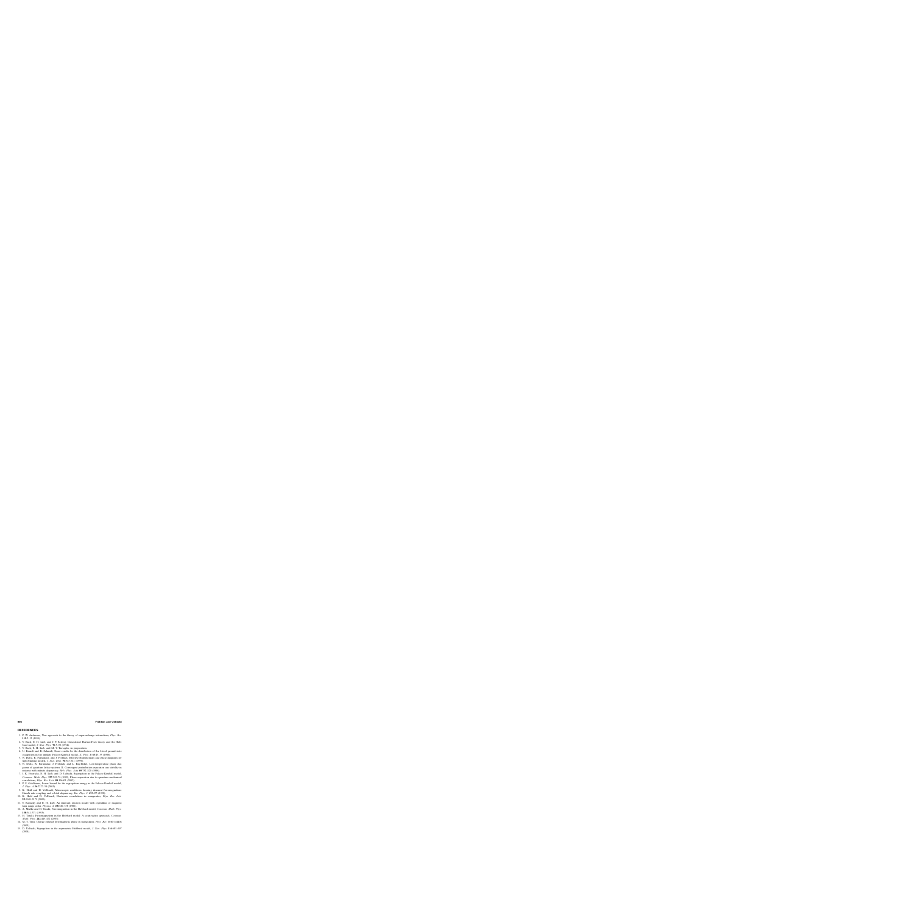## REFERENCES

1. P. W. Anderson, New approach to the theory of superexchange interactions, *Phys. Rev.* **115**:2–13 (1959).
2. V. Bach, E. H. Lieb, and J. P. Solovej, Generalized Hartree-Fock theory and the Hubbard model, *J. Stat. Phys.* **76**:3–89 (1994).
3. V. Bach, E. H. Lieb, and M. V. Travaglia, in preparation.
4. U. Brandt and R. Schmidt, Exact results for the distribution of the f-level ground state occupation in the spinless Falicov-Kimball model, *Z. Phys. B* **63**:45–53 (1986).
5. N. Datta, R. Fernández, and J. Fröhlich, Effective Hamiltonians and phase diagrams for tight-binding models, *J. Stat. Phys.* **96**:545–611 (1999).
6. N. Datta, R. Fernández, J. Fröhlich, and L. Rey-Bellet, Low-temperature phase diagrams of quantum lattice systems. II. Convergent perturbation expansions and stability in systems with infinite degeneracy, *Helv. Phys. Acta* **69**:752–820 (1996).
7. J. K. Freericks, E. H. Lieb, and D. Ueltschi, Segregation in the Falicov-Kimball model, *Commun. Math. Phys.* **227**:243–79 (2002); Phase separation due to quantum mechanical correlations, *Phys. Rev. Lett.* **88**:106401 (2002).
8. P. S. Goldbaum, Lower bound for the segregation energy in the Falicov-Kimball model, *J. Phys. A* **36**:2227–34 (2003).
9. K. Held and D. Vollhardt, Microscopic conditions favoring itinerant ferromagnetism: Hund's rule coupling and orbital degeneracy, *Eur. Phys. J. B* **5**:473 (1998).
10. K. Held and D. Vollhardt, Electronic correlations in manganites, *Phys. Rev. Lett.* **84**:5168–5171 (2000).
11. T. Kennedy and E. H. Lieb, An itinerant electron model with crystalline or magnetic long range order, *Physica A* **138**:320–358 (1986).
12. A. Mielke and H. Tasaki, Ferromagnetism in the Hubbard model, *Commun. Math. Phys.* **158**:341–371 (1993).
13. H. Tasaki, Ferromagnetism in the Hubbard model: A constructive approach, *Commun. Math. Phys.* **242**:445–472 (2003).
14. M.-T. Tran, Charge ordered ferromagnetic phase in manganites, *Phys. Rev. B* **67**:144404 (2003).
15. D. Ueltschi, Segregation in the asymmetric Hubbard model, *J. Stat. Phys.* **116**:681–697 (2004).